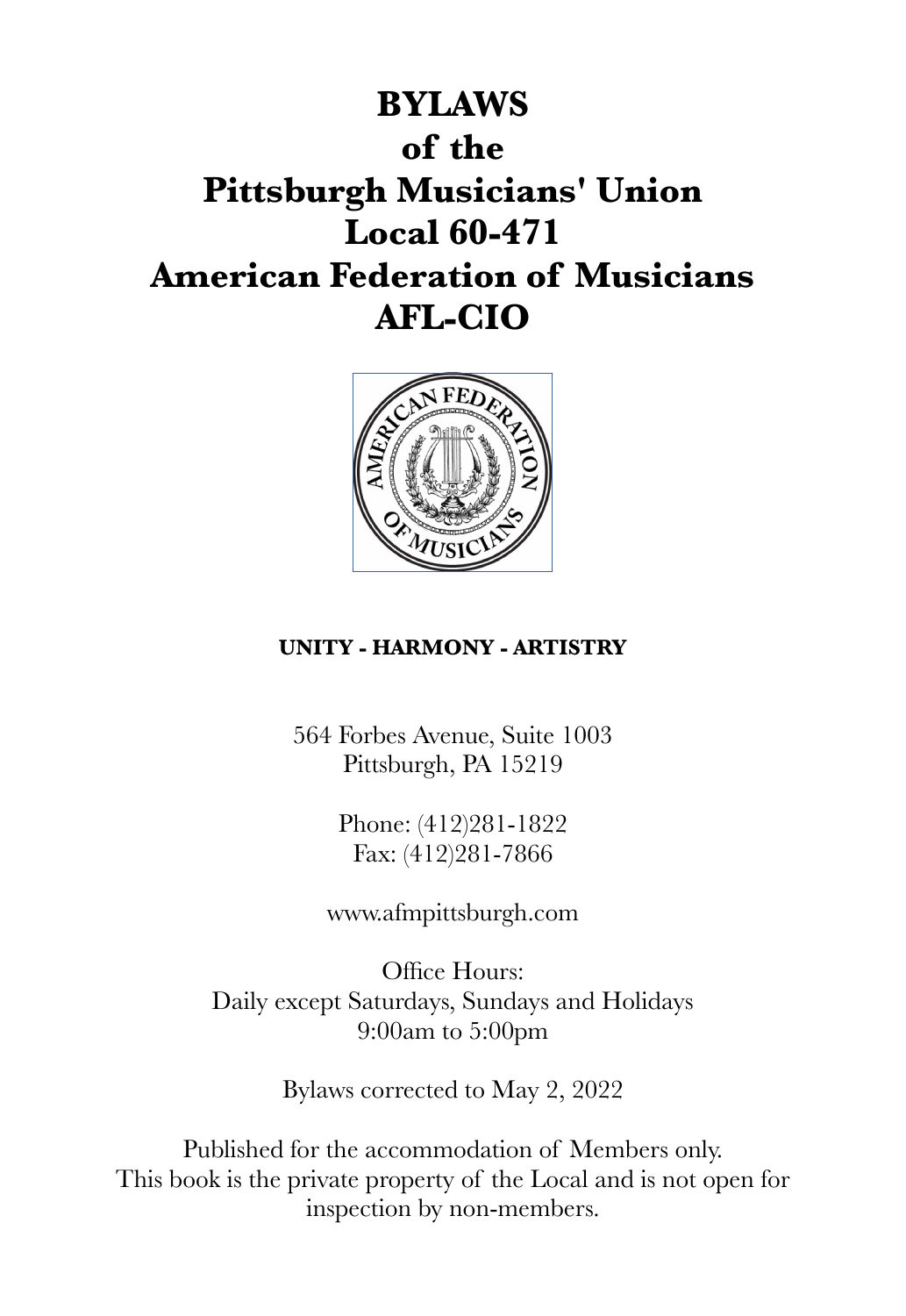# BYLAWS
# of the
# Pittsburgh Musicians' Union
# Local 60-471
# American Federation of Musicians
# AFL-CIO

**UNITY - HARMONY - ARTISTRY**

564 Forbes Avenue, Suite 1003
Pittsburgh, PA 15219

Phone: (412)281-1822
Fax: (412)281-7866

www.afmpittsburgh.com

Office Hours:
Daily except Saturdays, Sundays and Holidays
9:00am to 5:00pm

Bylaws corrected to May 2, 2022

Published for the accommodation of Members only.
This book is the private property of the Local and is not open for inspection by non-members.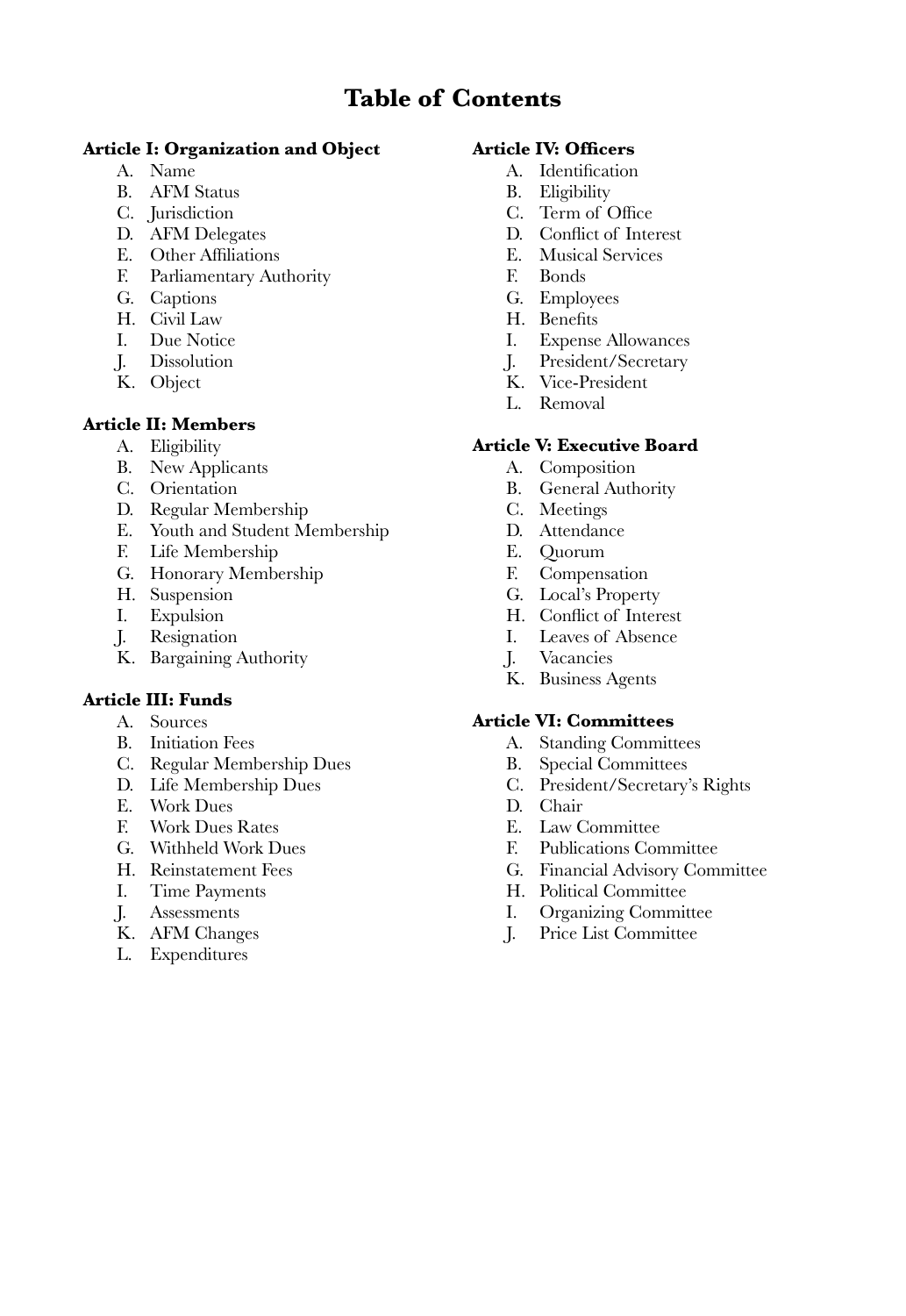# Table of Contents

**Article I: Organization and Object**

A. Name
B. AFM Status
C. Jurisdiction
D. AFM Delegates
E. Other Affiliations
F. Parliamentary Authority
G. Captions
H. Civil Law
I. Due Notice
J. Dissolution
K. Object

**Article II: Members**

A. Eligibility
B. New Applicants
C. Orientation
D. Regular Membership
E. Youth and Student Membership
F. Life Membership
G. Honorary Membership
H. Suspension
I. Expulsion
J. Resignation
K. Bargaining Authority

**Article III: Funds**

A. Sources
B. Initiation Fees
C. Regular Membership Dues
D. Life Membership Dues
E. Work Dues
F. Work Dues Rates
G. Withheld Work Dues
H. Reinstatement Fees
I. Time Payments
J. Assessments
K. AFM Changes
L. Expenditures

**Article IV: Officers**

A. Identification
B. Eligibility
C. Term of Office
D. Conflict of Interest
E. Musical Services
F. Bonds
G. Employees
H. Benefits
I. Expense Allowances
J. President/Secretary
K. Vice-President
L. Removal

**Article V: Executive Board**

A. Composition
B. General Authority
C. Meetings
D. Attendance
E. Quorum
F. Compensation
G. Local's Property
H. Conflict of Interest
I. Leaves of Absence
J. Vacancies
K. Business Agents

**Article VI: Committees**

A. Standing Committees
B. Special Committees
C. President/Secretary's Rights
D. Chair
E. Law Committee
F. Publications Committee
G. Financial Advisory Committee
H. Political Committee
I. Organizing Committee
J. Price List Committee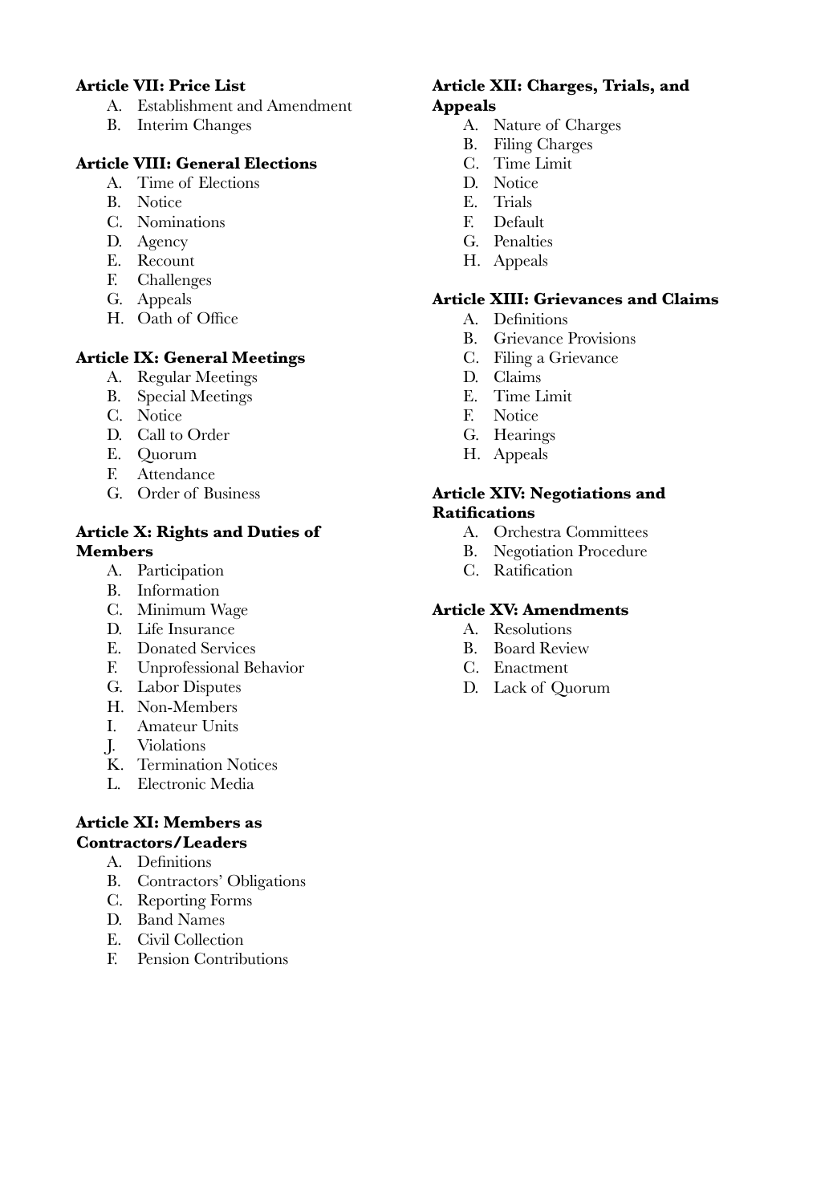**Article VII: Price List**

A. Establishment and Amendment
B. Interim Changes

**Article VIII: General Elections**

A. Time of Elections
B. Notice
C. Nominations
D. Agency
E. Recount
F. Challenges
G. Appeals
H. Oath of Office

**Article IX: General Meetings**

A. Regular Meetings
B. Special Meetings
C. Notice
D. Call to Order
E. Quorum
F. Attendance
G. Order of Business

**Article X: Rights and Duties of Members**

A. Participation
B. Information
C. Minimum Wage
D. Life Insurance
E. Donated Services
F. Unprofessional Behavior
G. Labor Disputes
H. Non-Members
I. Amateur Units
J. Violations
K. Termination Notices
L. Electronic Media

**Article XI: Members as Contractors/Leaders**

A. Definitions
B. Contractors' Obligations
C. Reporting Forms
D. Band Names
E. Civil Collection
F. Pension Contributions

**Article XII: Charges, Trials, and Appeals**

A. Nature of Charges
B. Filing Charges
C. Time Limit
D. Notice
E. Trials
F. Default
G. Penalties
H. Appeals

**Article XIII: Grievances and Claims**

A. Definitions
B. Grievance Provisions
C. Filing a Grievance
D. Claims
E. Time Limit
F. Notice
G. Hearings
H. Appeals

**Article XIV: Negotiations and Ratifications**

A. Orchestra Committees
B. Negotiation Procedure
C. Ratification

**Article XV: Amendments**

A. Resolutions
B. Board Review
C. Enactment
D. Lack of Quorum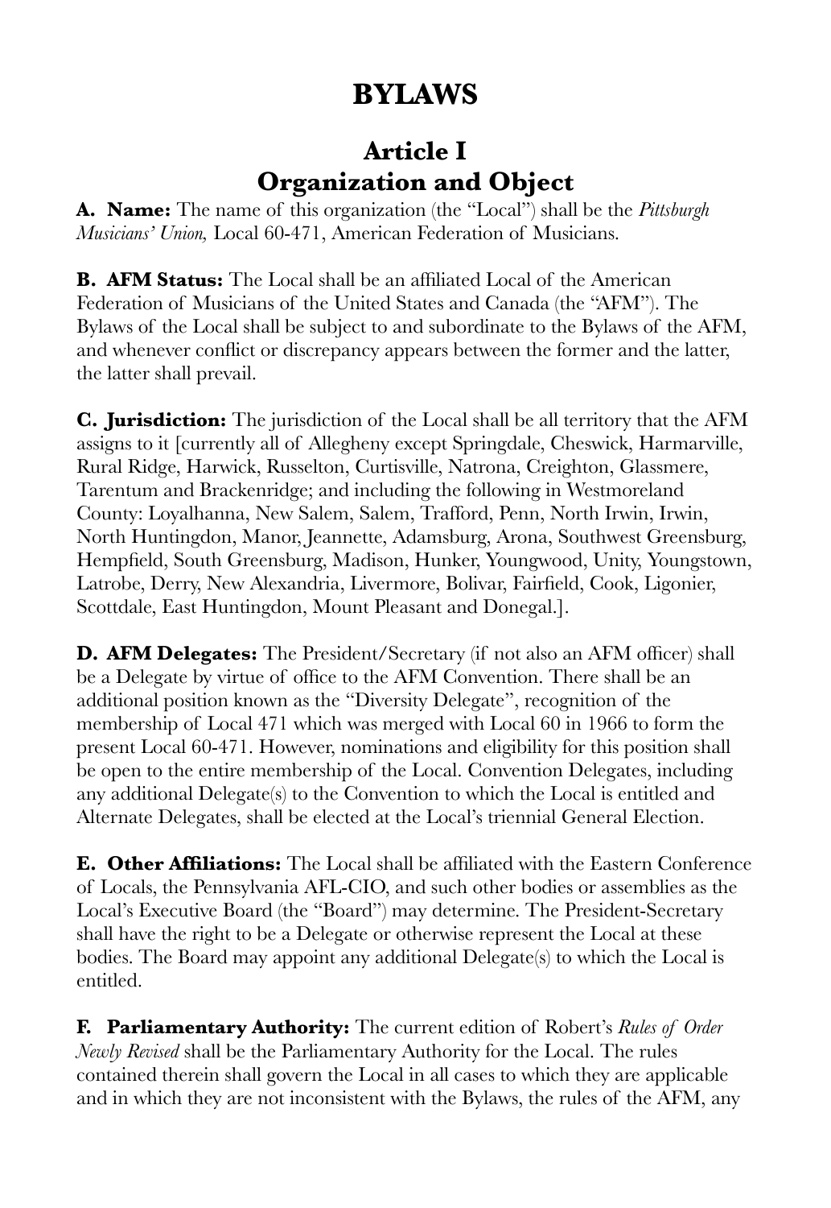# BYLAWS

## Article I
## Organization and Object

**A. Name:** The name of this organization (the "Local") shall be the *Pittsburgh Musicians' Union,* Local 60-471, American Federation of Musicians.

**B. AFM Status:** The Local shall be an affiliated Local of the American Federation of Musicians of the United States and Canada (the "AFM"). The Bylaws of the Local shall be subject to and subordinate to the Bylaws of the AFM, and whenever conflict or discrepancy appears between the former and the latter, the latter shall prevail.

**C. Jurisdiction:** The jurisdiction of the Local shall be all territory that the AFM assigns to it [currently all of Allegheny except Springdale, Cheswick, Harmarville, Rural Ridge, Harwick, Russelton, Curtisville, Natrona, Creighton, Glassmere, Tarentum and Brackenridge; and including the following in Westmoreland County: Loyalhanna, New Salem, Salem, Trafford, Penn, North Irwin, Irwin, North Huntingdon, Manor, Jeannette, Adamsburg, Arona, Southwest Greensburg, Hempfield, South Greensburg, Madison, Hunker, Youngwood, Unity, Youngstown, Latrobe, Derry, New Alexandria, Livermore, Bolivar, Fairfield, Cook, Ligonier, Scottdale, East Huntingdon, Mount Pleasant and Donegal.].

**D. AFM Delegates:** The President/Secretary (if not also an AFM officer) shall be a Delegate by virtue of office to the AFM Convention. There shall be an additional position known as the "Diversity Delegate", recognition of the membership of Local 471 which was merged with Local 60 in 1966 to form the present Local 60-471. However, nominations and eligibility for this position shall be open to the entire membership of the Local. Convention Delegates, including any additional Delegate(s) to the Convention to which the Local is entitled and Alternate Delegates, shall be elected at the Local's triennial General Election.

**E. Other Affiliations:** The Local shall be affiliated with the Eastern Conference of Locals, the Pennsylvania AFL-CIO, and such other bodies or assemblies as the Local's Executive Board (the "Board") may determine. The President-Secretary shall have the right to be a Delegate or otherwise represent the Local at these bodies. The Board may appoint any additional Delegate(s) to which the Local is entitled.

**F. Parliamentary Authority:** The current edition of Robert's *Rules of Order Newly Revised* shall be the Parliamentary Authority for the Local. The rules contained therein shall govern the Local in all cases to which they are applicable and in which they are not inconsistent with the Bylaws, the rules of the AFM, any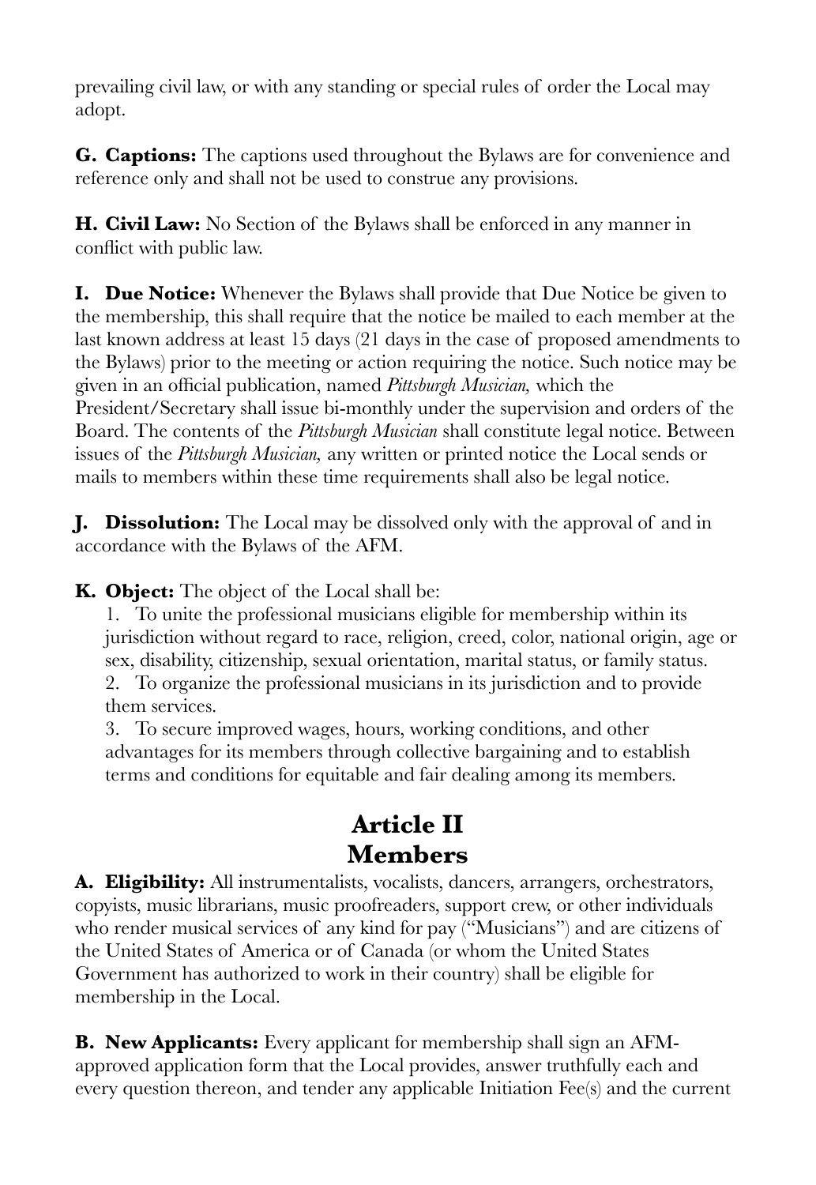prevailing civil law, or with any standing or special rules of order the Local may adopt.

**G. Captions:** The captions used throughout the Bylaws are for convenience and reference only and shall not be used to construe any provisions.

**H. Civil Law:** No Section of the Bylaws shall be enforced in any manner in conflict with public law.

**I. Due Notice:** Whenever the Bylaws shall provide that Due Notice be given to the membership, this shall require that the notice be mailed to each member at the last known address at least 15 days (21 days in the case of proposed amendments to the Bylaws) prior to the meeting or action requiring the notice. Such notice may be given in an official publication, named *Pittsburgh Musician,* which the President/Secretary shall issue bi-monthly under the supervision and orders of the Board. The contents of the *Pittsburgh Musician* shall constitute legal notice. Between issues of the *Pittsburgh Musician,* any written or printed notice the Local sends or mails to members within these time requirements shall also be legal notice.

**J. Dissolution:** The Local may be dissolved only with the approval of and in accordance with the Bylaws of the AFM.

**K. Object:** The object of the Local shall be:

1. To unite the professional musicians eligible for membership within its jurisdiction without regard to race, religion, creed, color, national origin, age or sex, disability, citizenship, sexual orientation, marital status, or family status.
2. To organize the professional musicians in its jurisdiction and to provide them services.
3. To secure improved wages, hours, working conditions, and other advantages for its members through collective bargaining and to establish terms and conditions for equitable and fair dealing among its members.

# Article II
# Members

**A. Eligibility:** All instrumentalists, vocalists, dancers, arrangers, orchestrators, copyists, music librarians, music proofreaders, support crew, or other individuals who render musical services of any kind for pay ("Musicians") and are citizens of the United States of America or of Canada (or whom the United States Government has authorized to work in their country) shall be eligible for membership in the Local.

**B. New Applicants:** Every applicant for membership shall sign an AFM-approved application form that the Local provides, answer truthfully each and every question thereon, and tender any applicable Initiation Fee(s) and the current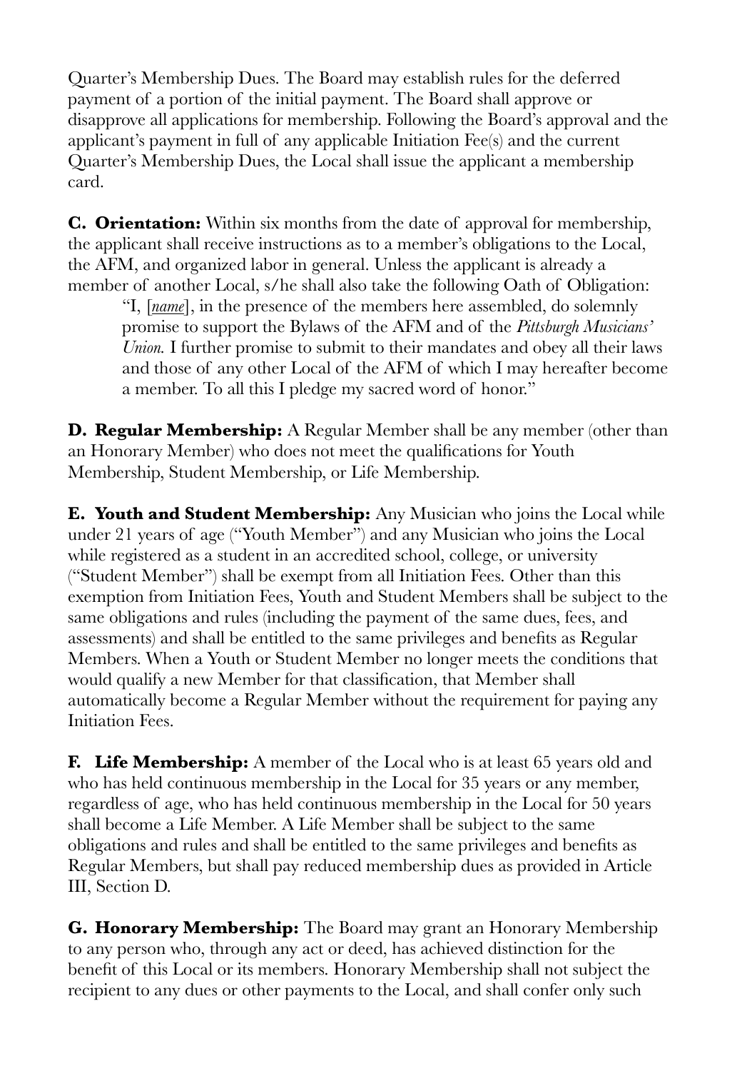Quarter's Membership Dues. The Board may establish rules for the deferred payment of a portion of the initial payment. The Board shall approve or disapprove all applications for membership. Following the Board's approval and the applicant's payment in full of any applicable Initiation Fee(s) and the current Quarter's Membership Dues, the Local shall issue the applicant a membership card.

**C. Orientation:** Within six months from the date of approval for membership, the applicant shall receive instructions as to a member's obligations to the Local, the AFM, and organized labor in general. Unless the applicant is already a member of another Local, s/he shall also take the following Oath of Obligation:

> "I, [*name*], in the presence of the members here assembled, do solemnly promise to support the Bylaws of the AFM and of the *Pittsburgh Musicians' Union.* I further promise to submit to their mandates and obey all their laws and those of any other Local of the AFM of which I may hereafter become a member. To all this I pledge my sacred word of honor."

**D. Regular Membership:** A Regular Member shall be any member (other than an Honorary Member) who does not meet the qualifications for Youth Membership, Student Membership, or Life Membership.

**E. Youth and Student Membership:** Any Musician who joins the Local while under 21 years of age ("Youth Member") and any Musician who joins the Local while registered as a student in an accredited school, college, or university ("Student Member") shall be exempt from all Initiation Fees. Other than this exemption from Initiation Fees, Youth and Student Members shall be subject to the same obligations and rules (including the payment of the same dues, fees, and assessments) and shall be entitled to the same privileges and benefits as Regular Members. When a Youth or Student Member no longer meets the conditions that would qualify a new Member for that classification, that Member shall automatically become a Regular Member without the requirement for paying any Initiation Fees.

**F. Life Membership:** A member of the Local who is at least 65 years old and who has held continuous membership in the Local for 35 years or any member, regardless of age, who has held continuous membership in the Local for 50 years shall become a Life Member. A Life Member shall be subject to the same obligations and rules and shall be entitled to the same privileges and benefits as Regular Members, but shall pay reduced membership dues as provided in Article III, Section D.

**G. Honorary Membership:** The Board may grant an Honorary Membership to any person who, through any act or deed, has achieved distinction for the benefit of this Local or its members. Honorary Membership shall not subject the recipient to any dues or other payments to the Local, and shall confer only such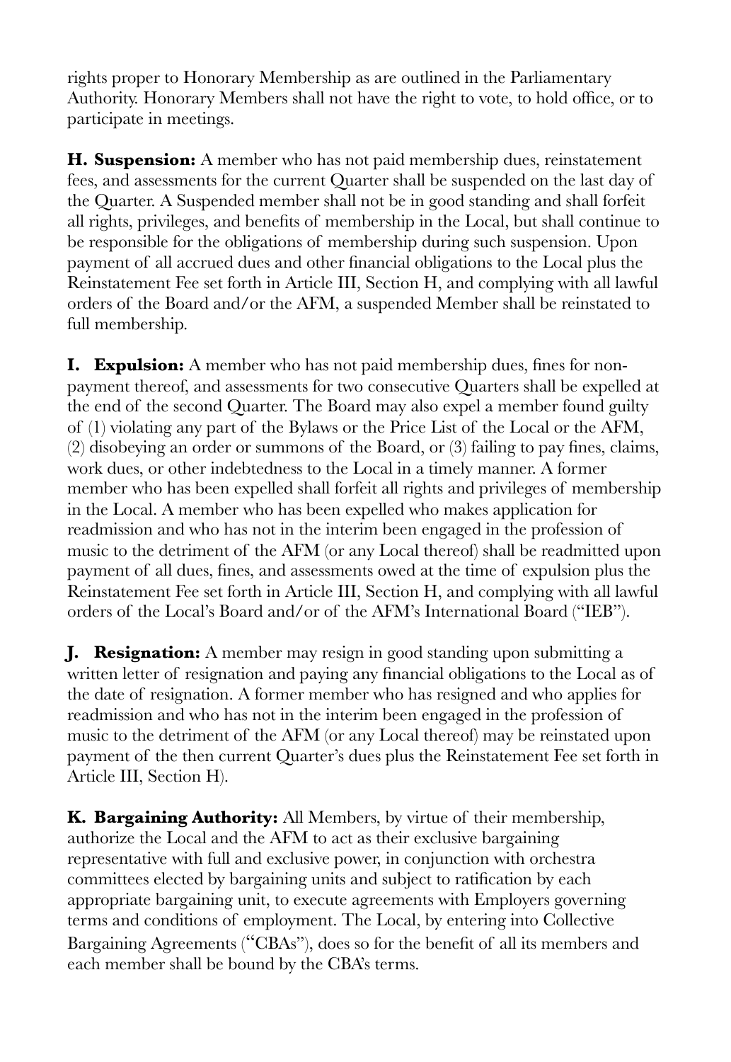rights proper to Honorary Membership as are outlined in the Parliamentary Authority. Honorary Members shall not have the right to vote, to hold office, or to participate in meetings.

**H. Suspension:** A member who has not paid membership dues, reinstatement fees, and assessments for the current Quarter shall be suspended on the last day of the Quarter. A Suspended member shall not be in good standing and shall forfeit all rights, privileges, and benefits of membership in the Local, but shall continue to be responsible for the obligations of membership during such suspension. Upon payment of all accrued dues and other financial obligations to the Local plus the Reinstatement Fee set forth in Article III, Section H, and complying with all lawful orders of the Board and/or the AFM, a suspended Member shall be reinstated to full membership.

**I. Expulsion:** A member who has not paid membership dues, fines for non-payment thereof, and assessments for two consecutive Quarters shall be expelled at the end of the second Quarter. The Board may also expel a member found guilty of (1) violating any part of the Bylaws or the Price List of the Local or the AFM, (2) disobeying an order or summons of the Board, or (3) failing to pay fines, claims, work dues, or other indebtedness to the Local in a timely manner. A former member who has been expelled shall forfeit all rights and privileges of membership in the Local. A member who has been expelled who makes application for readmission and who has not in the interim been engaged in the profession of music to the detriment of the AFM (or any Local thereof) shall be readmitted upon payment of all dues, fines, and assessments owed at the time of expulsion plus the Reinstatement Fee set forth in Article III, Section H, and complying with all lawful orders of the Local's Board and/or of the AFM's International Board ("IEB").

**J. Resignation:** A member may resign in good standing upon submitting a written letter of resignation and paying any financial obligations to the Local as of the date of resignation. A former member who has resigned and who applies for readmission and who has not in the interim been engaged in the profession of music to the detriment of the AFM (or any Local thereof) may be reinstated upon payment of the then current Quarter's dues plus the Reinstatement Fee set forth in Article III, Section H).

**K. Bargaining Authority:** All Members, by virtue of their membership, authorize the Local and the AFM to act as their exclusive bargaining representative with full and exclusive power, in conjunction with orchestra committees elected by bargaining units and subject to ratification by each appropriate bargaining unit, to execute agreements with Employers governing terms and conditions of employment. The Local, by entering into Collective Bargaining Agreements ("CBAs"), does so for the benefit of all its members and each member shall be bound by the CBA's terms.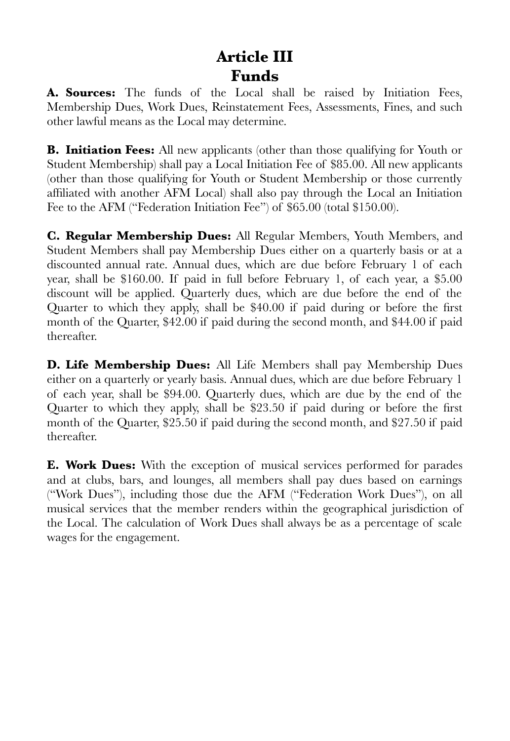# Article III
# Funds

**A. Sources:** The funds of the Local shall be raised by Initiation Fees, Membership Dues, Work Dues, Reinstatement Fees, Assessments, Fines, and such other lawful means as the Local may determine.

**B. Initiation Fees:** All new applicants (other than those qualifying for Youth or Student Membership) shall pay a Local Initiation Fee of $85.00. All new applicants (other than those qualifying for Youth or Student Membership or those currently affiliated with another AFM Local) shall also pay through the Local an Initiation Fee to the AFM ("Federation Initiation Fee") of $65.00 (total $150.00).

**C. Regular Membership Dues:** All Regular Members, Youth Members, and Student Members shall pay Membership Dues either on a quarterly basis or at a discounted annual rate. Annual dues, which are due before February 1 of each year, shall be $160.00. If paid in full before February 1, of each year, a $5.00 discount will be applied. Quarterly dues, which are due before the end of the Quarter to which they apply, shall be $40.00 if paid during or before the first month of the Quarter, $42.00 if paid during the second month, and $44.00 if paid thereafter.

**D. Life Membership Dues:** All Life Members shall pay Membership Dues either on a quarterly or yearly basis. Annual dues, which are due before February 1 of each year, shall be $94.00. Quarterly dues, which are due by the end of the Quarter to which they apply, shall be $23.50 if paid during or before the first month of the Quarter, $25.50 if paid during the second month, and $27.50 if paid thereafter.

**E. Work Dues:** With the exception of musical services performed for parades and at clubs, bars, and lounges, all members shall pay dues based on earnings ("Work Dues"), including those due the AFM ("Federation Work Dues"), on all musical services that the member renders within the geographical jurisdiction of the Local. The calculation of Work Dues shall always be as a percentage of scale wages for the engagement.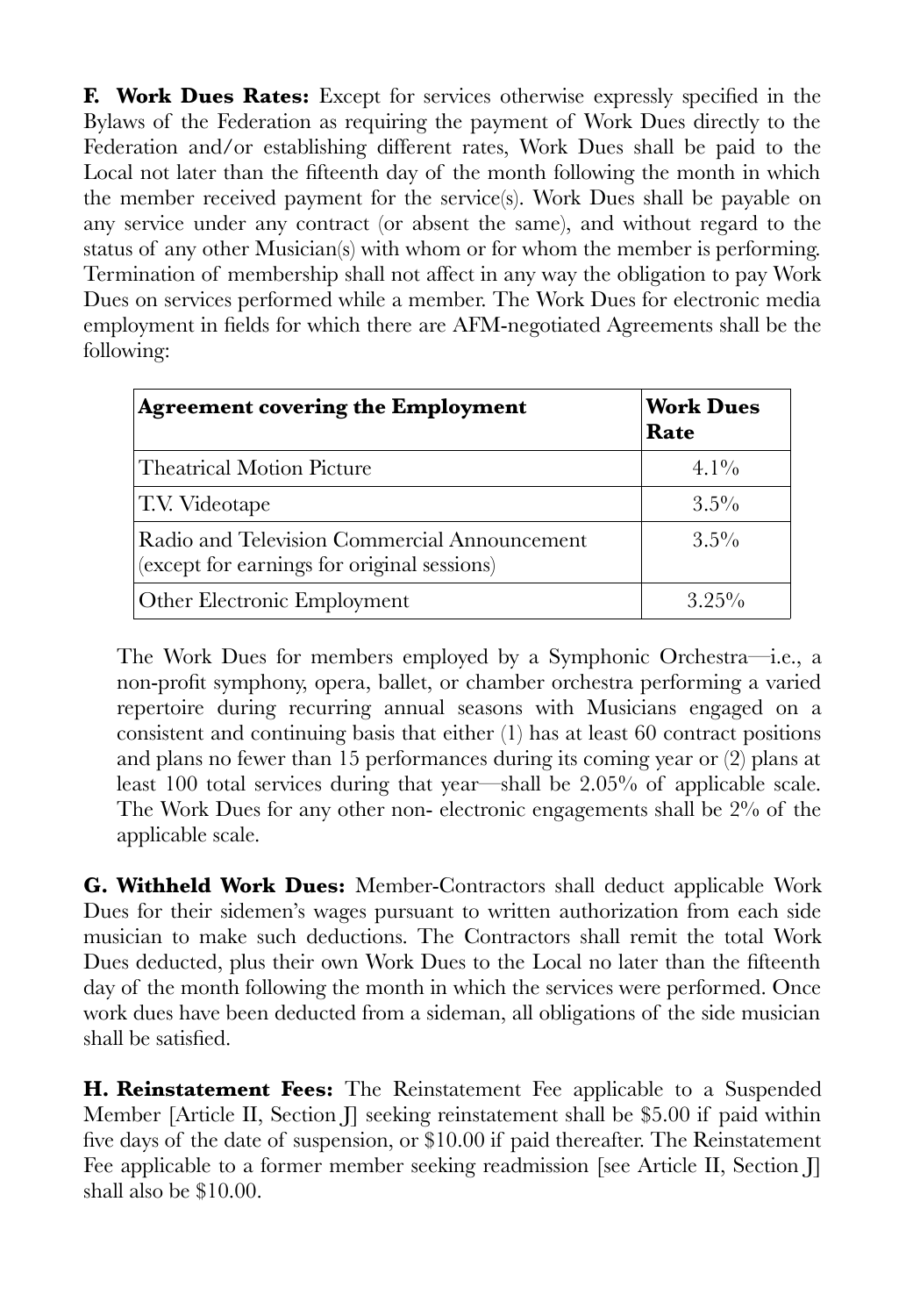**F. Work Dues Rates:** Except for services otherwise expressly specified in the Bylaws of the Federation as requiring the payment of Work Dues directly to the Federation and/or establishing different rates, Work Dues shall be paid to the Local not later than the fifteenth day of the month following the month in which the member received payment for the service(s). Work Dues shall be payable on any service under any contract (or absent the same), and without regard to the status of any other Musician(s) with whom or for whom the member is performing. Termination of membership shall not affect in any way the obligation to pay Work Dues on services performed while a member. The Work Dues for electronic media employment in fields for which there are AFM-negotiated Agreements shall be the following:

| Agreement covering the Employment | Work Dues Rate |
|---|---|
| Theatrical Motion Picture | 4.1% |
| T.V. Videotape | 3.5% |
| Radio and Television Commercial Announcement (except for earnings for original sessions) | 3.5% |
| Other Electronic Employment | 3.25% |

The Work Dues for members employed by a Symphonic Orchestra—i.e., a non-profit symphony, opera, ballet, or chamber orchestra performing a varied repertoire during recurring annual seasons with Musicians engaged on a consistent and continuing basis that either (1) has at least 60 contract positions and plans no fewer than 15 performances during its coming year or (2) plans at least 100 total services during that year—shall be 2.05% of applicable scale. The Work Dues for any other non- electronic engagements shall be 2% of the applicable scale.

**G. Withheld Work Dues:** Member-Contractors shall deduct applicable Work Dues for their sidemen's wages pursuant to written authorization from each side musician to make such deductions. The Contractors shall remit the total Work Dues deducted, plus their own Work Dues to the Local no later than the fifteenth day of the month following the month in which the services were performed. Once work dues have been deducted from a sideman, all obligations of the side musician shall be satisfied.

**H. Reinstatement Fees:** The Reinstatement Fee applicable to a Suspended Member [Article II, Section J] seeking reinstatement shall be $5.00 if paid within five days of the date of suspension, or $10.00 if paid thereafter. The Reinstatement Fee applicable to a former member seeking readmission [see Article II, Section J] shall also be $10.00.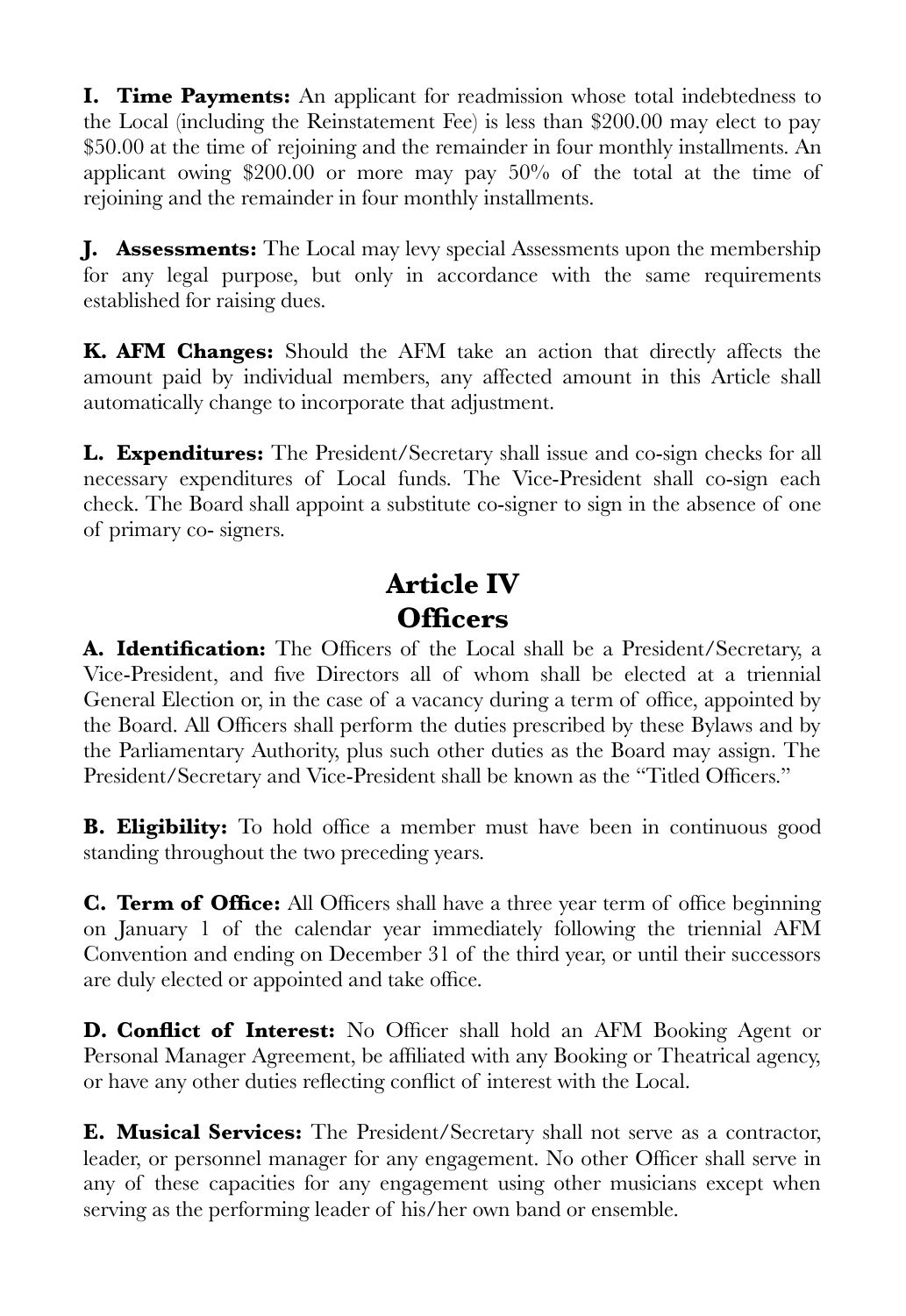**I. Time Payments:** An applicant for readmission whose total indebtedness to the Local (including the Reinstatement Fee) is less than $200.00 may elect to pay $50.00 at the time of rejoining and the remainder in four monthly installments. An applicant owing $200.00 or more may pay 50% of the total at the time of rejoining and the remainder in four monthly installments.

**J. Assessments:** The Local may levy special Assessments upon the membership for any legal purpose, but only in accordance with the same requirements established for raising dues.

**K. AFM Changes:** Should the AFM take an action that directly affects the amount paid by individual members, any affected amount in this Article shall automatically change to incorporate that adjustment.

**L. Expenditures:** The President/Secretary shall issue and co-sign checks for all necessary expenditures of Local funds. The Vice-President shall co-sign each check. The Board shall appoint a substitute co-signer to sign in the absence of one of primary co- signers.

## Article IV
## Officers

**A. Identification:** The Officers of the Local shall be a President/Secretary, a Vice-President, and five Directors all of whom shall be elected at a triennial General Election or, in the case of a vacancy during a term of office, appointed by the Board. All Officers shall perform the duties prescribed by these Bylaws and by the Parliamentary Authority, plus such other duties as the Board may assign. The President/Secretary and Vice-President shall be known as the "Titled Officers."

**B. Eligibility:** To hold office a member must have been in continuous good standing throughout the two preceding years.

**C. Term of Office:** All Officers shall have a three year term of office beginning on January 1 of the calendar year immediately following the triennial AFM Convention and ending on December 31 of the third year, or until their successors are duly elected or appointed and take office.

**D. Conflict of Interest:** No Officer shall hold an AFM Booking Agent or Personal Manager Agreement, be affiliated with any Booking or Theatrical agency, or have any other duties reflecting conflict of interest with the Local.

**E. Musical Services:** The President/Secretary shall not serve as a contractor, leader, or personnel manager for any engagement. No other Officer shall serve in any of these capacities for any engagement using other musicians except when serving as the performing leader of his/her own band or ensemble.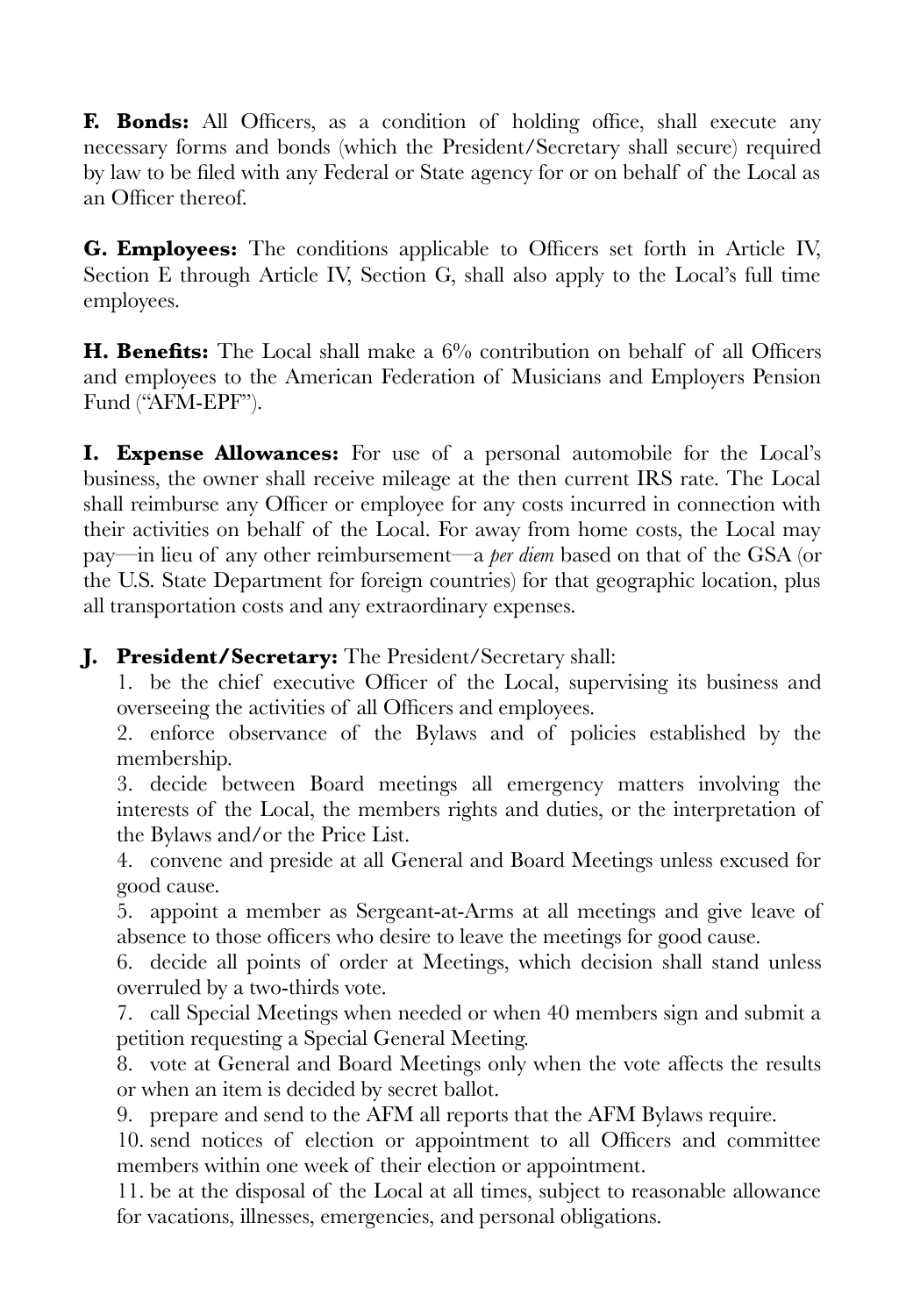**F. Bonds:** All Officers, as a condition of holding office, shall execute any necessary forms and bonds (which the President/Secretary shall secure) required by law to be filed with any Federal or State agency for or on behalf of the Local as an Officer thereof.

**G. Employees:** The conditions applicable to Officers set forth in Article IV, Section E through Article IV, Section G, shall also apply to the Local's full time employees.

**H. Benefits:** The Local shall make a 6% contribution on behalf of all Officers and employees to the American Federation of Musicians and Employers Pension Fund ("AFM-EPF").

**I. Expense Allowances:** For use of a personal automobile for the Local's business, the owner shall receive mileage at the then current IRS rate. The Local shall reimburse any Officer or employee for any costs incurred in connection with their activities on behalf of the Local. For away from home costs, the Local may pay—in lieu of any other reimbursement—a *per diem* based on that of the GSA (or the U.S. State Department for foreign countries) for that geographic location, plus all transportation costs and any extraordinary expenses.

**J. President/Secretary:** The President/Secretary shall:

1. be the chief executive Officer of the Local, supervising its business and overseeing the activities of all Officers and employees.
2. enforce observance of the Bylaws and of policies established by the membership.
3. decide between Board meetings all emergency matters involving the interests of the Local, the members rights and duties, or the interpretation of the Bylaws and/or the Price List.
4. convene and preside at all General and Board Meetings unless excused for good cause.
5. appoint a member as Sergeant-at-Arms at all meetings and give leave of absence to those officers who desire to leave the meetings for good cause.
6. decide all points of order at Meetings, which decision shall stand unless overruled by a two-thirds vote.
7. call Special Meetings when needed or when 40 members sign and submit a petition requesting a Special General Meeting.
8. vote at General and Board Meetings only when the vote affects the results or when an item is decided by secret ballot.
9. prepare and send to the AFM all reports that the AFM Bylaws require.
10. send notices of election or appointment to all Officers and committee members within one week of their election or appointment.
11. be at the disposal of the Local at all times, subject to reasonable allowance for vacations, illnesses, emergencies, and personal obligations.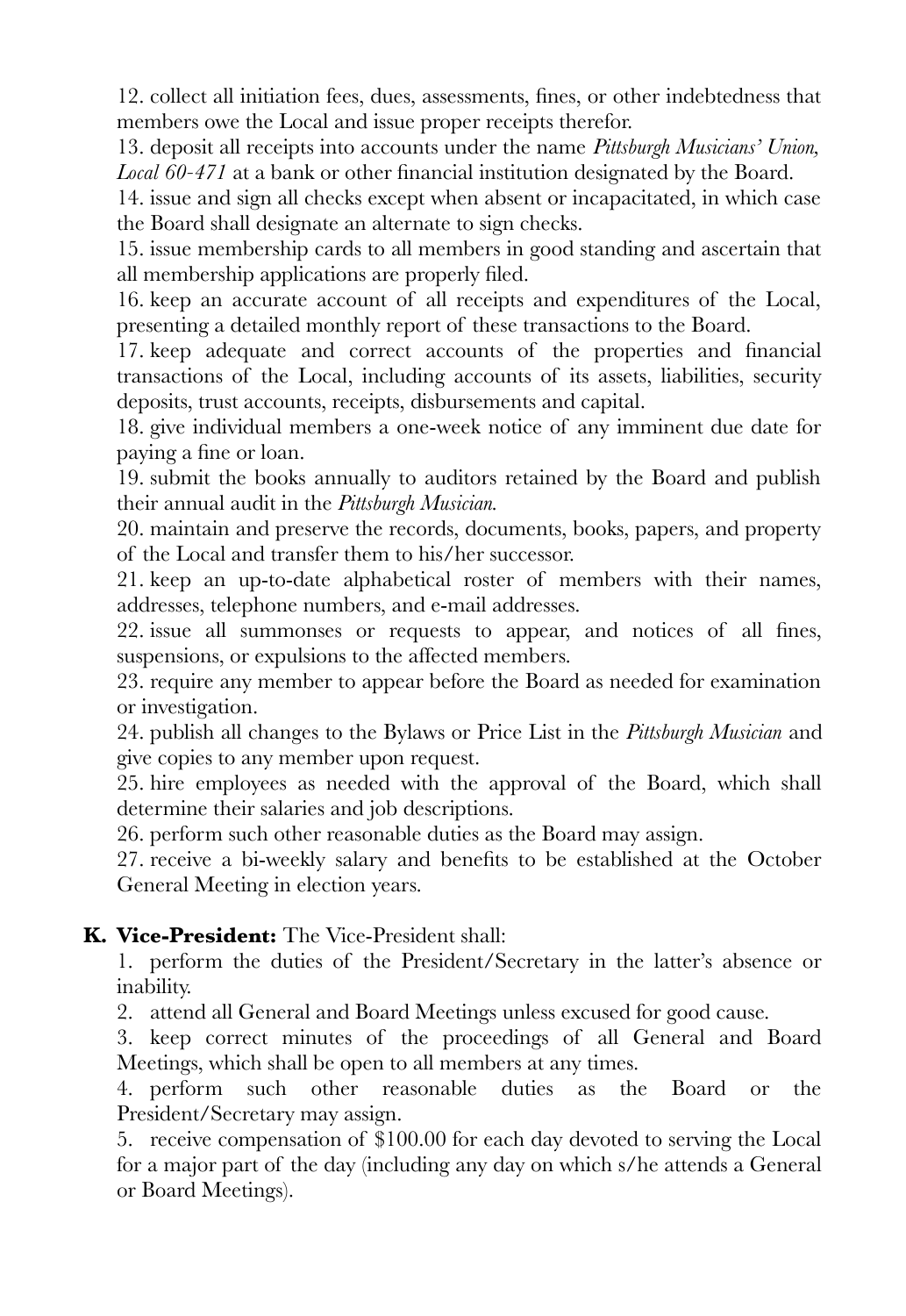12. collect all initiation fees, dues, assessments, fines, or other indebtedness that members owe the Local and issue proper receipts therefor.

13. deposit all receipts into accounts under the name *Pittsburgh Musicians' Union, Local 60-471* at a bank or other financial institution designated by the Board.

14. issue and sign all checks except when absent or incapacitated, in which case the Board shall designate an alternate to sign checks.

15. issue membership cards to all members in good standing and ascertain that all membership applications are properly filed.

16. keep an accurate account of all receipts and expenditures of the Local, presenting a detailed monthly report of these transactions to the Board.

17. keep adequate and correct accounts of the properties and financial transactions of the Local, including accounts of its assets, liabilities, security deposits, trust accounts, receipts, disbursements and capital.

18. give individual members a one-week notice of any imminent due date for paying a fine or loan.

19. submit the books annually to auditors retained by the Board and publish their annual audit in the *Pittsburgh Musician*.

20. maintain and preserve the records, documents, books, papers, and property of the Local and transfer them to his/her successor.

21. keep an up-to-date alphabetical roster of members with their names, addresses, telephone numbers, and e-mail addresses.

22. issue all summonses or requests to appear, and notices of all fines, suspensions, or expulsions to the affected members.

23. require any member to appear before the Board as needed for examination or investigation.

24. publish all changes to the Bylaws or Price List in the *Pittsburgh Musician* and give copies to any member upon request.

25. hire employees as needed with the approval of the Board, which shall determine their salaries and job descriptions.

26. perform such other reasonable duties as the Board may assign.

27. receive a bi-weekly salary and benefits to be established at the October General Meeting in election years.

**K. Vice-President:** The Vice-President shall:

1. perform the duties of the President/Secretary in the latter's absence or inability.

2. attend all General and Board Meetings unless excused for good cause.

3. keep correct minutes of the proceedings of all General and Board Meetings, which shall be open to all members at any times.

4. perform such other reasonable duties as the Board or the President/Secretary may assign.

5. receive compensation of $100.00 for each day devoted to serving the Local for a major part of the day (including any day on which s/he attends a General or Board Meetings).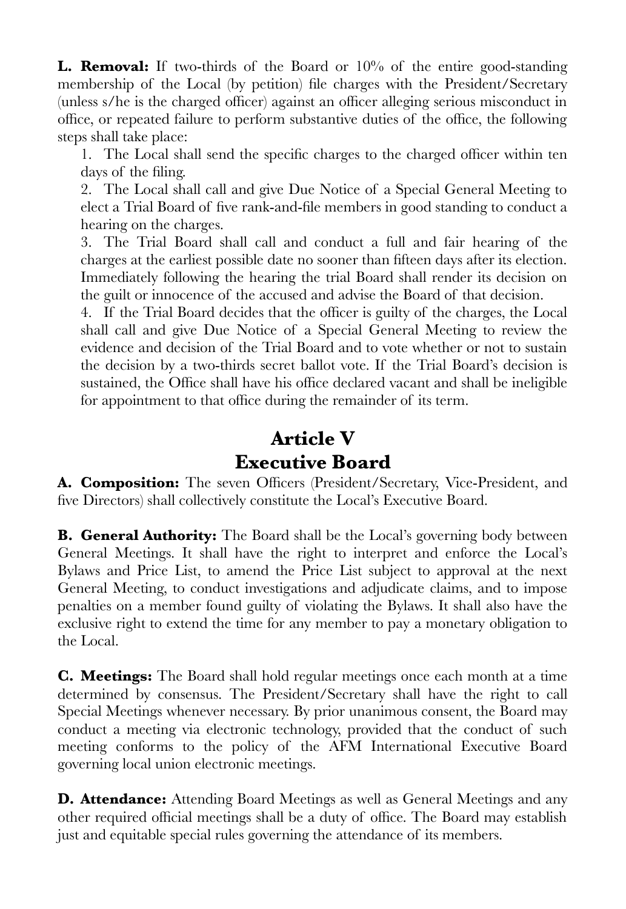**L. Removal:** If two-thirds of the Board or 10% of the entire good-standing membership of the Local (by petition) file charges with the President/Secretary (unless s/he is the charged officer) against an officer alleging serious misconduct in office, or repeated failure to perform substantive duties of the office, the following steps shall take place:

1. The Local shall send the specific charges to the charged officer within ten days of the filing.
2. The Local shall call and give Due Notice of a Special General Meeting to elect a Trial Board of five rank-and-file members in good standing to conduct a hearing on the charges.
3. The Trial Board shall call and conduct a full and fair hearing of the charges at the earliest possible date no sooner than fifteen days after its election. Immediately following the hearing the trial Board shall render its decision on the guilt or innocence of the accused and advise the Board of that decision.
4. If the Trial Board decides that the officer is guilty of the charges, the Local shall call and give Due Notice of a Special General Meeting to review the evidence and decision of the Trial Board and to vote whether or not to sustain the decision by a two-thirds secret ballot vote. If the Trial Board's decision is sustained, the Office shall have his office declared vacant and shall be ineligible for appointment to that office during the remainder of its term.

# Article V
# Executive Board

**A. Composition:** The seven Officers (President/Secretary, Vice-President, and five Directors) shall collectively constitute the Local's Executive Board.

**B. General Authority:** The Board shall be the Local's governing body between General Meetings. It shall have the right to interpret and enforce the Local's Bylaws and Price List, to amend the Price List subject to approval at the next General Meeting, to conduct investigations and adjudicate claims, and to impose penalties on a member found guilty of violating the Bylaws. It shall also have the exclusive right to extend the time for any member to pay a monetary obligation to the Local.

**C. Meetings:** The Board shall hold regular meetings once each month at a time determined by consensus. The President/Secretary shall have the right to call Special Meetings whenever necessary. By prior unanimous consent, the Board may conduct a meeting via electronic technology, provided that the conduct of such meeting conforms to the policy of the AFM International Executive Board governing local union electronic meetings.

**D. Attendance:** Attending Board Meetings as well as General Meetings and any other required official meetings shall be a duty of office. The Board may establish just and equitable special rules governing the attendance of its members.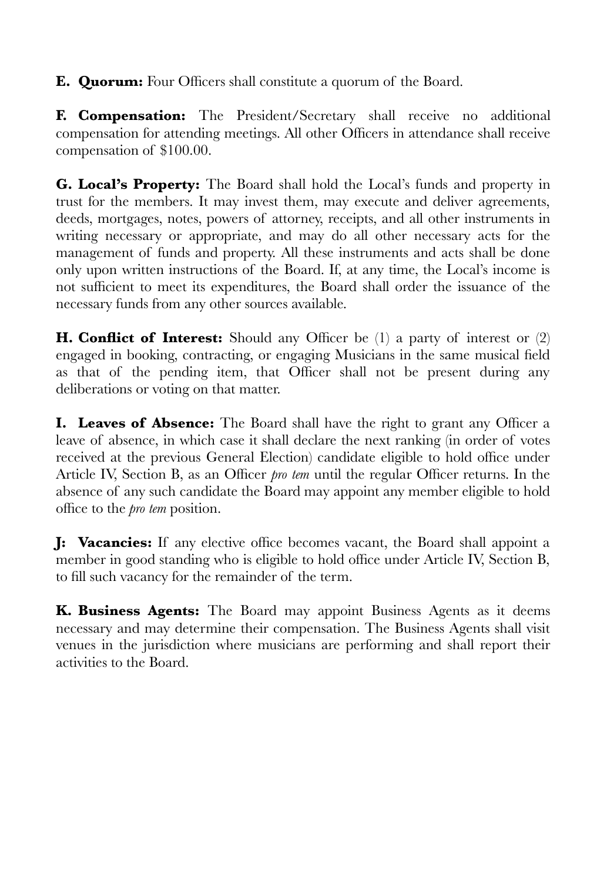**E. Quorum:** Four Officers shall constitute a quorum of the Board.

**F. Compensation:** The President/Secretary shall receive no additional compensation for attending meetings. All other Officers in attendance shall receive compensation of $100.00.

**G. Local's Property:** The Board shall hold the Local's funds and property in trust for the members. It may invest them, may execute and deliver agreements, deeds, mortgages, notes, powers of attorney, receipts, and all other instruments in writing necessary or appropriate, and may do all other necessary acts for the management of funds and property. All these instruments and acts shall be done only upon written instructions of the Board. If, at any time, the Local's income is not sufficient to meet its expenditures, the Board shall order the issuance of the necessary funds from any other sources available.

**H. Conflict of Interest:** Should any Officer be (1) a party of interest or (2) engaged in booking, contracting, or engaging Musicians in the same musical field as that of the pending item, that Officer shall not be present during any deliberations or voting on that matter.

**I. Leaves of Absence:** The Board shall have the right to grant any Officer a leave of absence, in which case it shall declare the next ranking (in order of votes received at the previous General Election) candidate eligible to hold office under Article IV, Section B, as an Officer *pro tem* until the regular Officer returns. In the absence of any such candidate the Board may appoint any member eligible to hold office to the *pro tem* position.

**J: Vacancies:** If any elective office becomes vacant, the Board shall appoint a member in good standing who is eligible to hold office under Article IV, Section B, to fill such vacancy for the remainder of the term.

**K. Business Agents:** The Board may appoint Business Agents as it deems necessary and may determine their compensation. The Business Agents shall visit venues in the jurisdiction where musicians are performing and shall report their activities to the Board.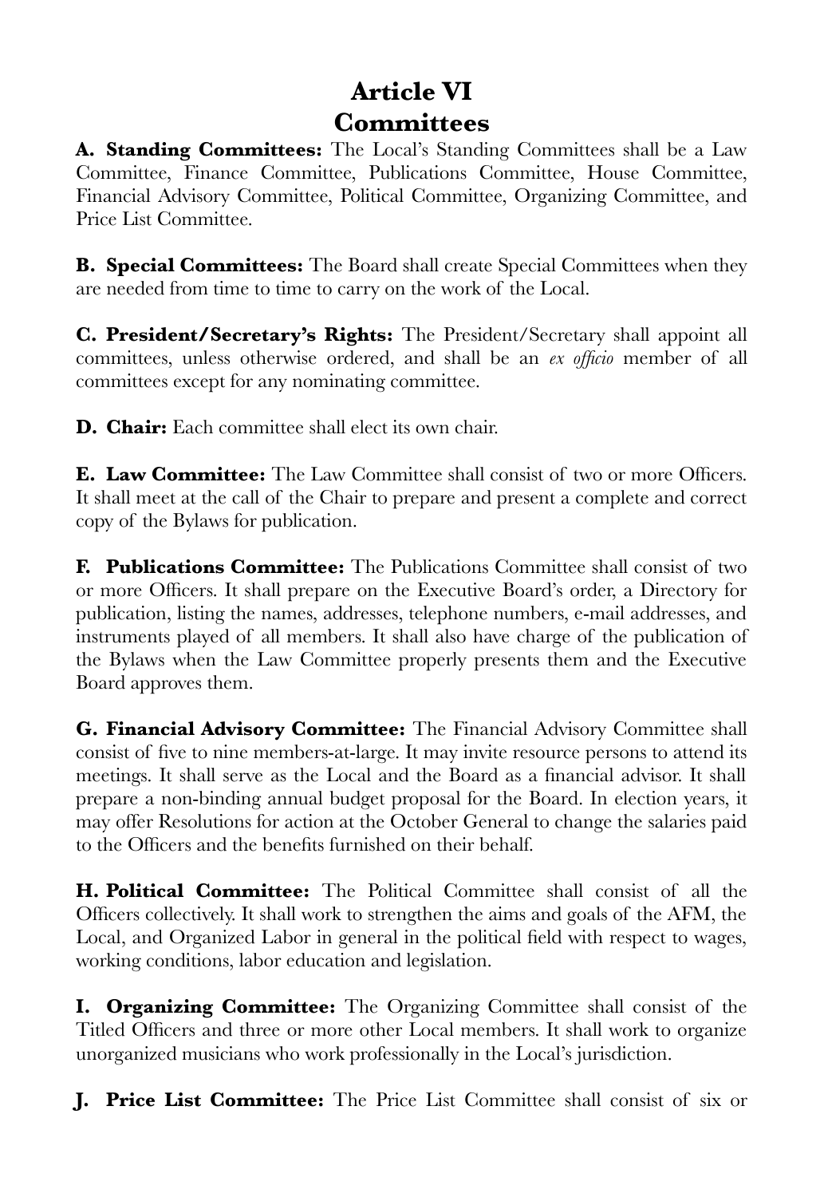# Article VI
# Committees

**A. Standing Committees:** The Local's Standing Committees shall be a Law Committee, Finance Committee, Publications Committee, House Committee, Financial Advisory Committee, Political Committee, Organizing Committee, and Price List Committee.

**B. Special Committees:** The Board shall create Special Committees when they are needed from time to time to carry on the work of the Local.

**C. President/Secretary's Rights:** The President/Secretary shall appoint all committees, unless otherwise ordered, and shall be an *ex officio* member of all committees except for any nominating committee.

**D. Chair:** Each committee shall elect its own chair.

**E. Law Committee:** The Law Committee shall consist of two or more Officers. It shall meet at the call of the Chair to prepare and present a complete and correct copy of the Bylaws for publication.

**F. Publications Committee:** The Publications Committee shall consist of two or more Officers. It shall prepare on the Executive Board's order, a Directory for publication, listing the names, addresses, telephone numbers, e-mail addresses, and instruments played of all members. It shall also have charge of the publication of the Bylaws when the Law Committee properly presents them and the Executive Board approves them.

**G. Financial Advisory Committee:** The Financial Advisory Committee shall consist of five to nine members-at-large. It may invite resource persons to attend its meetings. It shall serve as the Local and the Board as a financial advisor. It shall prepare a non-binding annual budget proposal for the Board. In election years, it may offer Resolutions for action at the October General to change the salaries paid to the Officers and the benefits furnished on their behalf.

**H. Political Committee:** The Political Committee shall consist of all the Officers collectively. It shall work to strengthen the aims and goals of the AFM, the Local, and Organized Labor in general in the political field with respect to wages, working conditions, labor education and legislation.

**I. Organizing Committee:** The Organizing Committee shall consist of the Titled Officers and three or more other Local members. It shall work to organize unorganized musicians who work professionally in the Local's jurisdiction.

**J. Price List Committee:** The Price List Committee shall consist of six or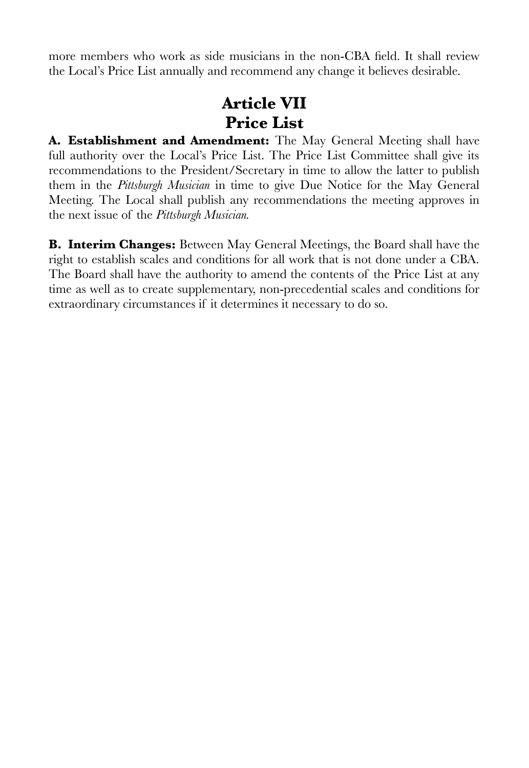more members who work as side musicians in the non-CBA field. It shall review the Local's Price List annually and recommend any change it believes desirable.

# Article VII
# Price List

**A. Establishment and Amendment:** The May General Meeting shall have full authority over the Local's Price List. The Price List Committee shall give its recommendations to the President/Secretary in time to allow the latter to publish them in the *Pittsburgh Musician* in time to give Due Notice for the May General Meeting. The Local shall publish any recommendations the meeting approves in the next issue of the *Pittsburgh Musician.*

**B. Interim Changes:** Between May General Meetings, the Board shall have the right to establish scales and conditions for all work that is not done under a CBA. The Board shall have the authority to amend the contents of the Price List at any time as well as to create supplementary, non-precedential scales and conditions for extraordinary circumstances if it determines it necessary to do so.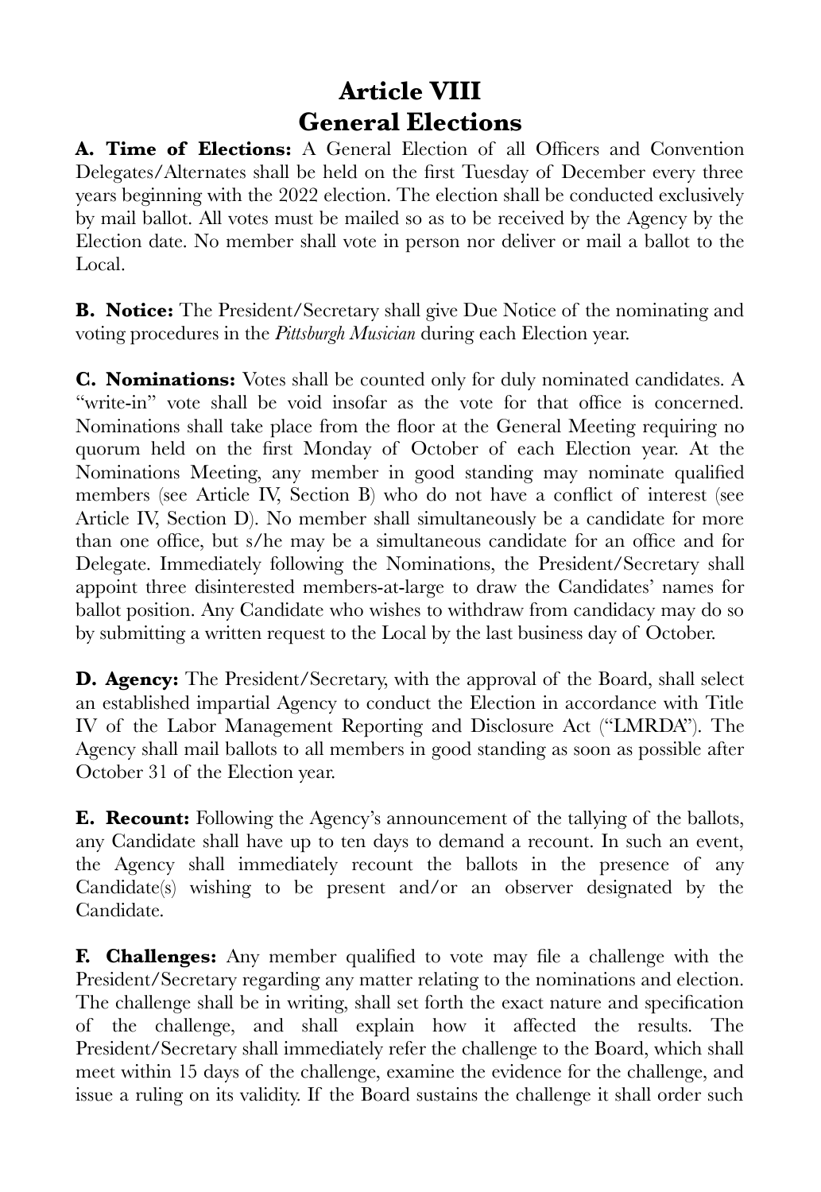# Article VIII
# General Elections

**A. Time of Elections:** A General Election of all Officers and Convention Delegates/Alternates shall be held on the first Tuesday of December every three years beginning with the 2022 election. The election shall be conducted exclusively by mail ballot. All votes must be mailed so as to be received by the Agency by the Election date. No member shall vote in person nor deliver or mail a ballot to the Local.

**B. Notice:** The President/Secretary shall give Due Notice of the nominating and voting procedures in the *Pittsburgh Musician* during each Election year.

**C. Nominations:** Votes shall be counted only for duly nominated candidates. A "write-in" vote shall be void insofar as the vote for that office is concerned. Nominations shall take place from the floor at the General Meeting requiring no quorum held on the first Monday of October of each Election year. At the Nominations Meeting, any member in good standing may nominate qualified members (see Article IV, Section B) who do not have a conflict of interest (see Article IV, Section D). No member shall simultaneously be a candidate for more than one office, but s/he may be a simultaneous candidate for an office and for Delegate. Immediately following the Nominations, the President/Secretary shall appoint three disinterested members-at-large to draw the Candidates' names for ballot position. Any Candidate who wishes to withdraw from candidacy may do so by submitting a written request to the Local by the last business day of October.

**D. Agency:** The President/Secretary, with the approval of the Board, shall select an established impartial Agency to conduct the Election in accordance with Title IV of the Labor Management Reporting and Disclosure Act ("LMRDA"). The Agency shall mail ballots to all members in good standing as soon as possible after October 31 of the Election year.

**E. Recount:** Following the Agency's announcement of the tallying of the ballots, any Candidate shall have up to ten days to demand a recount. In such an event, the Agency shall immediately recount the ballots in the presence of any Candidate(s) wishing to be present and/or an observer designated by the Candidate.

**F. Challenges:** Any member qualified to vote may file a challenge with the President/Secretary regarding any matter relating to the nominations and election. The challenge shall be in writing, shall set forth the exact nature and specification of the challenge, and shall explain how it affected the results. The President/Secretary shall immediately refer the challenge to the Board, which shall meet within 15 days of the challenge, examine the evidence for the challenge, and issue a ruling on its validity. If the Board sustains the challenge it shall order such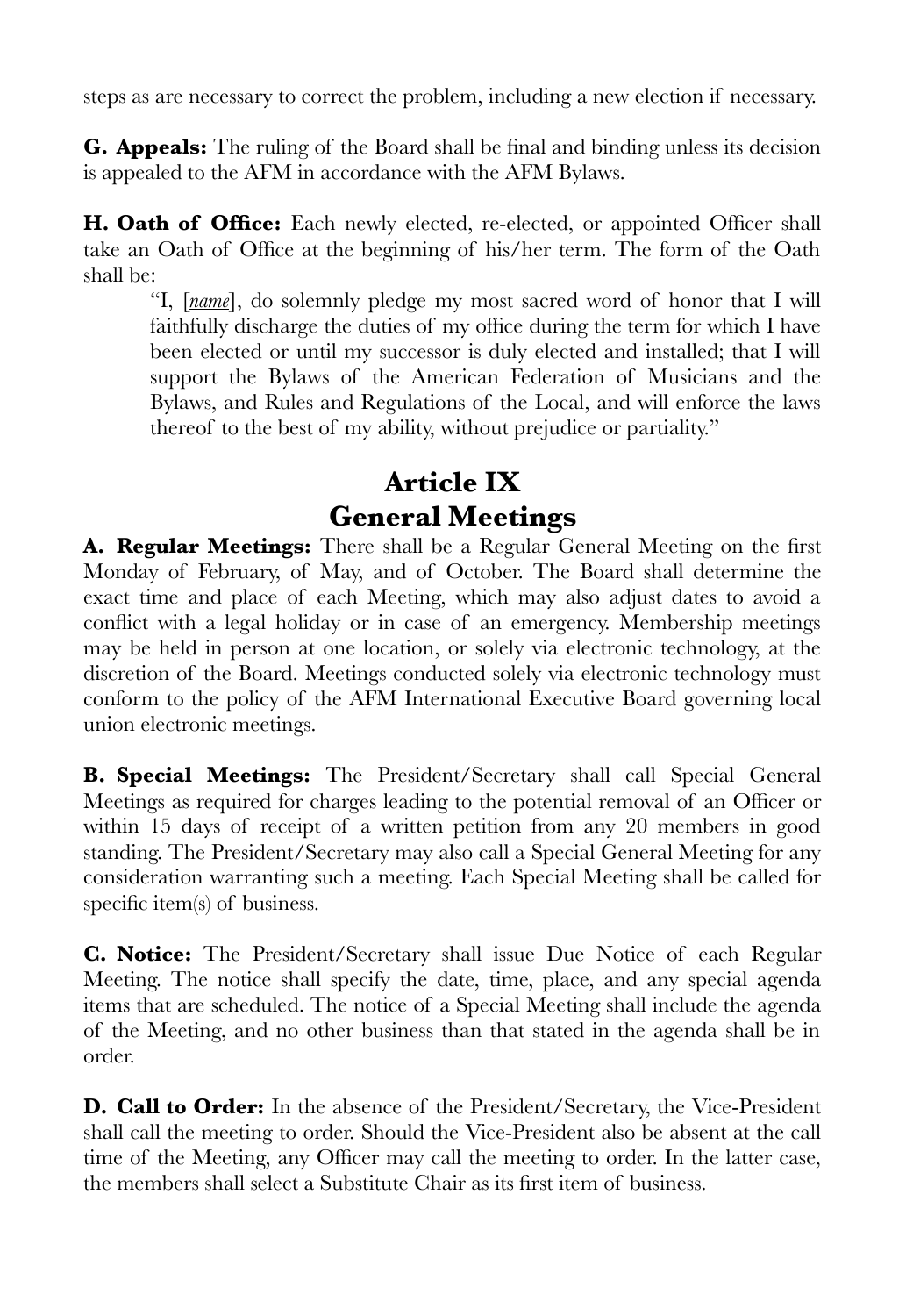steps as are necessary to correct the problem, including a new election if necessary.

**G. Appeals:** The ruling of the Board shall be final and binding unless its decision is appealed to the AFM in accordance with the AFM Bylaws.

**H. Oath of Office:** Each newly elected, re-elected, or appointed Officer shall take an Oath of Office at the beginning of his/her term. The form of the Oath shall be:

> "I, [*name*], do solemnly pledge my most sacred word of honor that I will faithfully discharge the duties of my office during the term for which I have been elected or until my successor is duly elected and installed; that I will support the Bylaws of the American Federation of Musicians and the Bylaws, and Rules and Regulations of the Local, and will enforce the laws thereof to the best of my ability, without prejudice or partiality."

## Article IX
## General Meetings

**A. Regular Meetings:** There shall be a Regular General Meeting on the first Monday of February, of May, and of October. The Board shall determine the exact time and place of each Meeting, which may also adjust dates to avoid a conflict with a legal holiday or in case of an emergency. Membership meetings may be held in person at one location, or solely via electronic technology, at the discretion of the Board. Meetings conducted solely via electronic technology must conform to the policy of the AFM International Executive Board governing local union electronic meetings.

**B. Special Meetings:** The President/Secretary shall call Special General Meetings as required for charges leading to the potential removal of an Officer or within 15 days of receipt of a written petition from any 20 members in good standing. The President/Secretary may also call a Special General Meeting for any consideration warranting such a meeting. Each Special Meeting shall be called for specific item(s) of business.

**C. Notice:** The President/Secretary shall issue Due Notice of each Regular Meeting. The notice shall specify the date, time, place, and any special agenda items that are scheduled. The notice of a Special Meeting shall include the agenda of the Meeting, and no other business than that stated in the agenda shall be in order.

**D. Call to Order:** In the absence of the President/Secretary, the Vice-President shall call the meeting to order. Should the Vice-President also be absent at the call time of the Meeting, any Officer may call the meeting to order. In the latter case, the members shall select a Substitute Chair as its first item of business.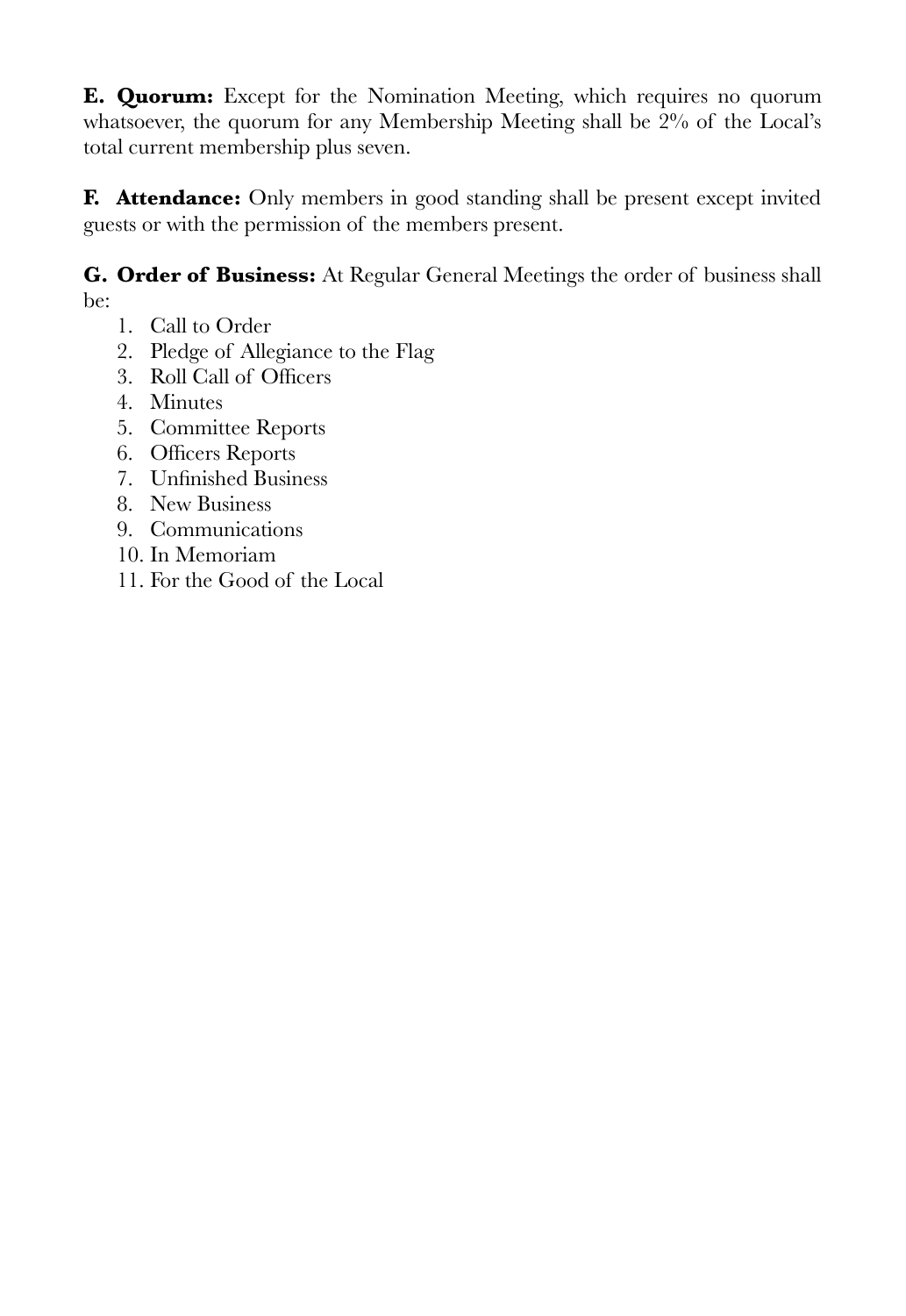**E. Quorum:** Except for the Nomination Meeting, which requires no quorum whatsoever, the quorum for any Membership Meeting shall be 2% of the Local's total current membership plus seven.

**F. Attendance:** Only members in good standing shall be present except invited guests or with the permission of the members present.

**G. Order of Business:** At Regular General Meetings the order of business shall be:

1. Call to Order
2. Pledge of Allegiance to the Flag
3. Roll Call of Officers
4. Minutes
5. Committee Reports
6. Officers Reports
7. Unfinished Business
8. New Business
9. Communications
10. In Memoriam
11. For the Good of the Local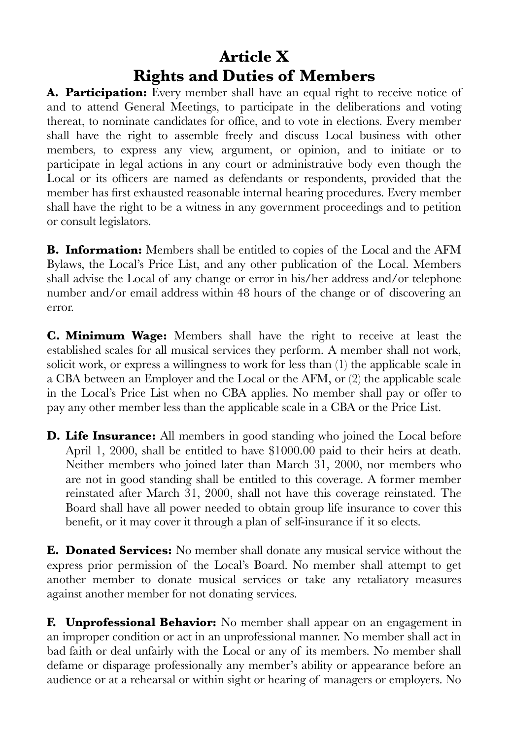# Article X
# Rights and Duties of Members

**A. Participation:** Every member shall have an equal right to receive notice of and to attend General Meetings, to participate in the deliberations and voting thereat, to nominate candidates for office, and to vote in elections. Every member shall have the right to assemble freely and discuss Local business with other members, to express any view, argument, or opinion, and to initiate or to participate in legal actions in any court or administrative body even though the Local or its officers are named as defendants or respondents, provided that the member has first exhausted reasonable internal hearing procedures. Every member shall have the right to be a witness in any government proceedings and to petition or consult legislators.

**B. Information:** Members shall be entitled to copies of the Local and the AFM Bylaws, the Local's Price List, and any other publication of the Local. Members shall advise the Local of any change or error in his/her address and/or telephone number and/or email address within 48 hours of the change or of discovering an error.

**C. Minimum Wage:** Members shall have the right to receive at least the established scales for all musical services they perform. A member shall not work, solicit work, or express a willingness to work for less than (1) the applicable scale in a CBA between an Employer and the Local or the AFM, or (2) the applicable scale in the Local's Price List when no CBA applies. No member shall pay or offer to pay any other member less than the applicable scale in a CBA or the Price List.

**D. Life Insurance:** All members in good standing who joined the Local before April 1, 2000, shall be entitled to have $1000.00 paid to their heirs at death. Neither members who joined later than March 31, 2000, nor members who are not in good standing shall be entitled to this coverage. A former member reinstated after March 31, 2000, shall not have this coverage reinstated. The Board shall have all power needed to obtain group life insurance to cover this benefit, or it may cover it through a plan of self-insurance if it so elects.

**E. Donated Services:** No member shall donate any musical service without the express prior permission of the Local's Board. No member shall attempt to get another member to donate musical services or take any retaliatory measures against another member for not donating services.

**F. Unprofessional Behavior:** No member shall appear on an engagement in an improper condition or act in an unprofessional manner. No member shall act in bad faith or deal unfairly with the Local or any of its members. No member shall defame or disparage professionally any member's ability or appearance before an audience or at a rehearsal or within sight or hearing of managers or employers. No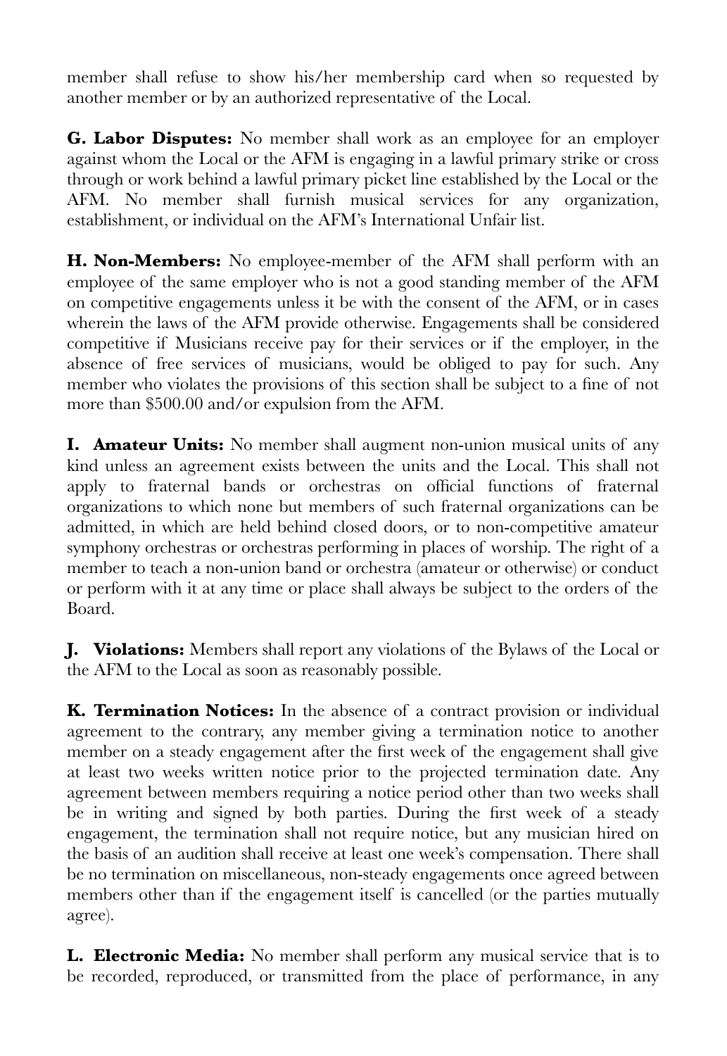member shall refuse to show his/her membership card when so requested by another member or by an authorized representative of the Local.

**G. Labor Disputes:** No member shall work as an employee for an employer against whom the Local or the AFM is engaging in a lawful primary strike or cross through or work behind a lawful primary picket line established by the Local or the AFM. No member shall furnish musical services for any organization, establishment, or individual on the AFM's International Unfair list.

**H. Non-Members:** No employee-member of the AFM shall perform with an employee of the same employer who is not a good standing member of the AFM on competitive engagements unless it be with the consent of the AFM, or in cases wherein the laws of the AFM provide otherwise. Engagements shall be considered competitive if Musicians receive pay for their services or if the employer, in the absence of free services of musicians, would be obliged to pay for such. Any member who violates the provisions of this section shall be subject to a fine of not more than $500.00 and/or expulsion from the AFM.

**I. Amateur Units:** No member shall augment non-union musical units of any kind unless an agreement exists between the units and the Local. This shall not apply to fraternal bands or orchestras on official functions of fraternal organizations to which none but members of such fraternal organizations can be admitted, in which are held behind closed doors, or to non-competitive amateur symphony orchestras or orchestras performing in places of worship. The right of a member to teach a non-union band or orchestra (amateur or otherwise) or conduct or perform with it at any time or place shall always be subject to the orders of the Board.

**J. Violations:** Members shall report any violations of the Bylaws of the Local or the AFM to the Local as soon as reasonably possible.

**K. Termination Notices:** In the absence of a contract provision or individual agreement to the contrary, any member giving a termination notice to another member on a steady engagement after the first week of the engagement shall give at least two weeks written notice prior to the projected termination date. Any agreement between members requiring a notice period other than two weeks shall be in writing and signed by both parties. During the first week of a steady engagement, the termination shall not require notice, but any musician hired on the basis of an audition shall receive at least one week's compensation. There shall be no termination on miscellaneous, non-steady engagements once agreed between members other than if the engagement itself is cancelled (or the parties mutually agree).

**L. Electronic Media:** No member shall perform any musical service that is to be recorded, reproduced, or transmitted from the place of performance, in any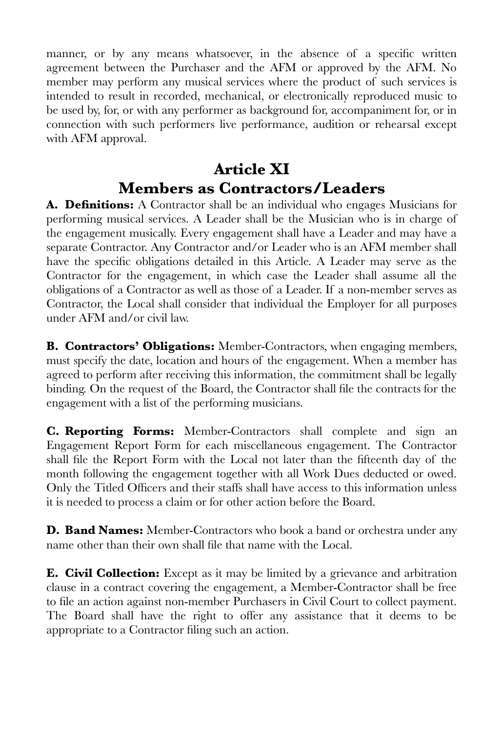manner, or by any means whatsoever, in the absence of a specific written agreement between the Purchaser and the AFM or approved by the AFM. No member may perform any musical services where the product of such services is intended to result in recorded, mechanical, or electronically reproduced music to be used by, for, or with any performer as background for, accompaniment for, or in connection with such performers live performance, audition or rehearsal except with AFM approval.

## Article XI
## Members as Contractors/Leaders

**A. Definitions:** A Contractor shall be an individual who engages Musicians for performing musical services. A Leader shall be the Musician who is in charge of the engagement musically. Every engagement shall have a Leader and may have a separate Contractor. Any Contractor and/or Leader who is an AFM member shall have the specific obligations detailed in this Article. A Leader may serve as the Contractor for the engagement, in which case the Leader shall assume all the obligations of a Contractor as well as those of a Leader. If a non-member serves as Contractor, the Local shall consider that individual the Employer for all purposes under AFM and/or civil law.

**B. Contractors' Obligations:** Member-Contractors, when engaging members, must specify the date, location and hours of the engagement. When a member has agreed to perform after receiving this information, the commitment shall be legally binding. On the request of the Board, the Contractor shall file the contracts for the engagement with a list of the performing musicians.

**C. Reporting Forms:** Member-Contractors shall complete and sign an Engagement Report Form for each miscellaneous engagement. The Contractor shall file the Report Form with the Local not later than the fifteenth day of the month following the engagement together with all Work Dues deducted or owed. Only the Titled Officers and their staffs shall have access to this information unless it is needed to process a claim or for other action before the Board.

**D. Band Names:** Member-Contractors who book a band or orchestra under any name other than their own shall file that name with the Local.

**E. Civil Collection:** Except as it may be limited by a grievance and arbitration clause in a contract covering the engagement, a Member-Contractor shall be free to file an action against non-member Purchasers in Civil Court to collect payment. The Board shall have the right to offer any assistance that it deems to be appropriate to a Contractor filing such an action.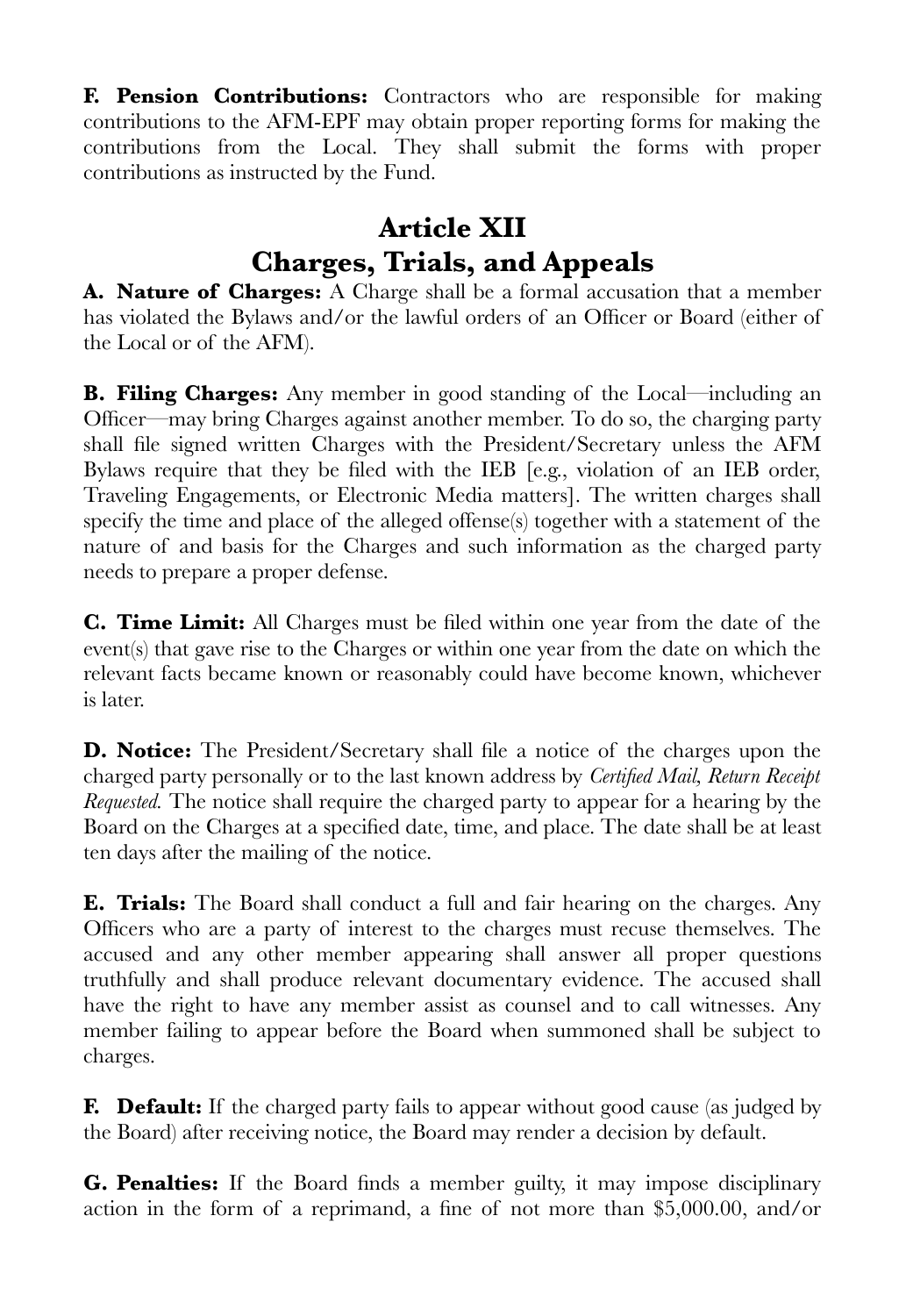**F. Pension Contributions:** Contractors who are responsible for making contributions to the AFM-EPF may obtain proper reporting forms for making the contributions from the Local. They shall submit the forms with proper contributions as instructed by the Fund.

## Article XII
## Charges, Trials, and Appeals

**A. Nature of Charges:** A Charge shall be a formal accusation that a member has violated the Bylaws and/or the lawful orders of an Officer or Board (either of the Local or of the AFM).

**B. Filing Charges:** Any member in good standing of the Local—including an Officer—may bring Charges against another member. To do so, the charging party shall file signed written Charges with the President/Secretary unless the AFM Bylaws require that they be filed with the IEB [e.g., violation of an IEB order, Traveling Engagements, or Electronic Media matters]. The written charges shall specify the time and place of the alleged offense(s) together with a statement of the nature of and basis for the Charges and such information as the charged party needs to prepare a proper defense.

**C. Time Limit:** All Charges must be filed within one year from the date of the event(s) that gave rise to the Charges or within one year from the date on which the relevant facts became known or reasonably could have become known, whichever is later.

**D. Notice:** The President/Secretary shall file a notice of the charges upon the charged party personally or to the last known address by *Certified Mail, Return Receipt Requested.* The notice shall require the charged party to appear for a hearing by the Board on the Charges at a specified date, time, and place. The date shall be at least ten days after the mailing of the notice.

**E. Trials:** The Board shall conduct a full and fair hearing on the charges. Any Officers who are a party of interest to the charges must recuse themselves. The accused and any other member appearing shall answer all proper questions truthfully and shall produce relevant documentary evidence. The accused shall have the right to have any member assist as counsel and to call witnesses. Any member failing to appear before the Board when summoned shall be subject to charges.

**F. Default:** If the charged party fails to appear without good cause (as judged by the Board) after receiving notice, the Board may render a decision by default.

**G. Penalties:** If the Board finds a member guilty, it may impose disciplinary action in the form of a reprimand, a fine of not more than $5,000.00, and/or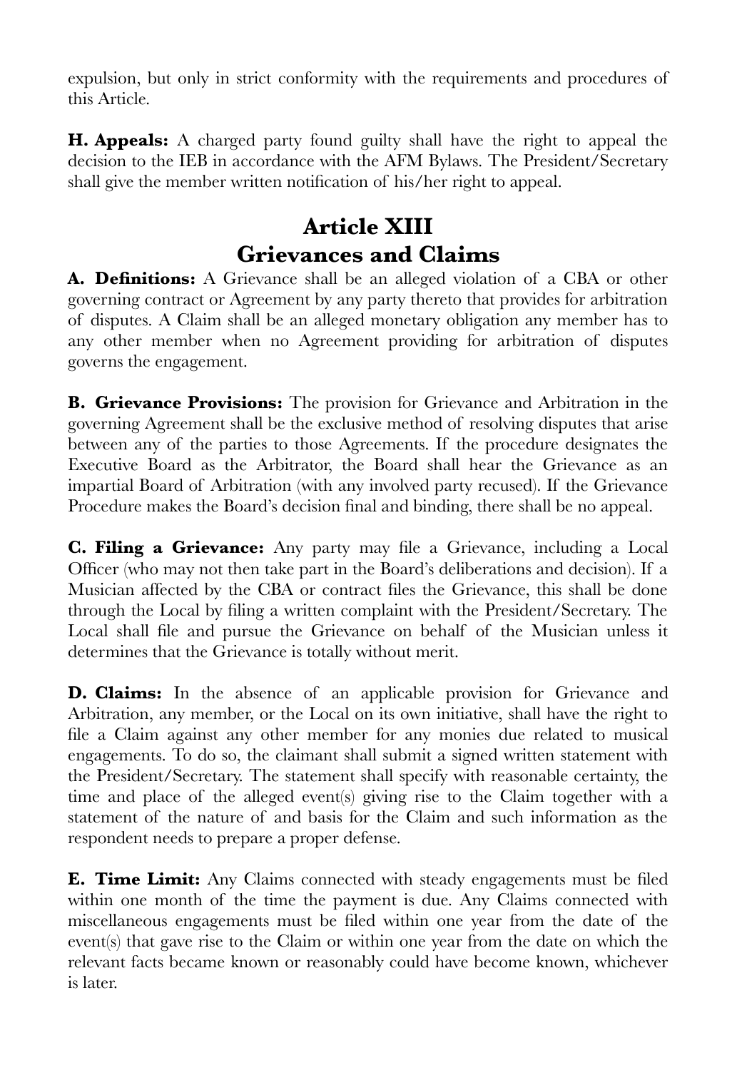expulsion, but only in strict conformity with the requirements and procedures of this Article.

**H. Appeals:** A charged party found guilty shall have the right to appeal the decision to the IEB in accordance with the AFM Bylaws. The President/Secretary shall give the member written notification of his/her right to appeal.

# Article XIII
# Grievances and Claims

**A. Definitions:** A Grievance shall be an alleged violation of a CBA or other governing contract or Agreement by any party thereto that provides for arbitration of disputes. A Claim shall be an alleged monetary obligation any member has to any other member when no Agreement providing for arbitration of disputes governs the engagement.

**B. Grievance Provisions:** The provision for Grievance and Arbitration in the governing Agreement shall be the exclusive method of resolving disputes that arise between any of the parties to those Agreements. If the procedure designates the Executive Board as the Arbitrator, the Board shall hear the Grievance as an impartial Board of Arbitration (with any involved party recused). If the Grievance Procedure makes the Board's decision final and binding, there shall be no appeal.

**C. Filing a Grievance:** Any party may file a Grievance, including a Local Officer (who may not then take part in the Board's deliberations and decision). If a Musician affected by the CBA or contract files the Grievance, this shall be done through the Local by filing a written complaint with the President/Secretary. The Local shall file and pursue the Grievance on behalf of the Musician unless it determines that the Grievance is totally without merit.

**D. Claims:** In the absence of an applicable provision for Grievance and Arbitration, any member, or the Local on its own initiative, shall have the right to file a Claim against any other member for any monies due related to musical engagements. To do so, the claimant shall submit a signed written statement with the President/Secretary. The statement shall specify with reasonable certainty, the time and place of the alleged event(s) giving rise to the Claim together with a statement of the nature of and basis for the Claim and such information as the respondent needs to prepare a proper defense.

**E. Time Limit:** Any Claims connected with steady engagements must be filed within one month of the time the payment is due. Any Claims connected with miscellaneous engagements must be filed within one year from the date of the event(s) that gave rise to the Claim or within one year from the date on which the relevant facts became known or reasonably could have become known, whichever is later.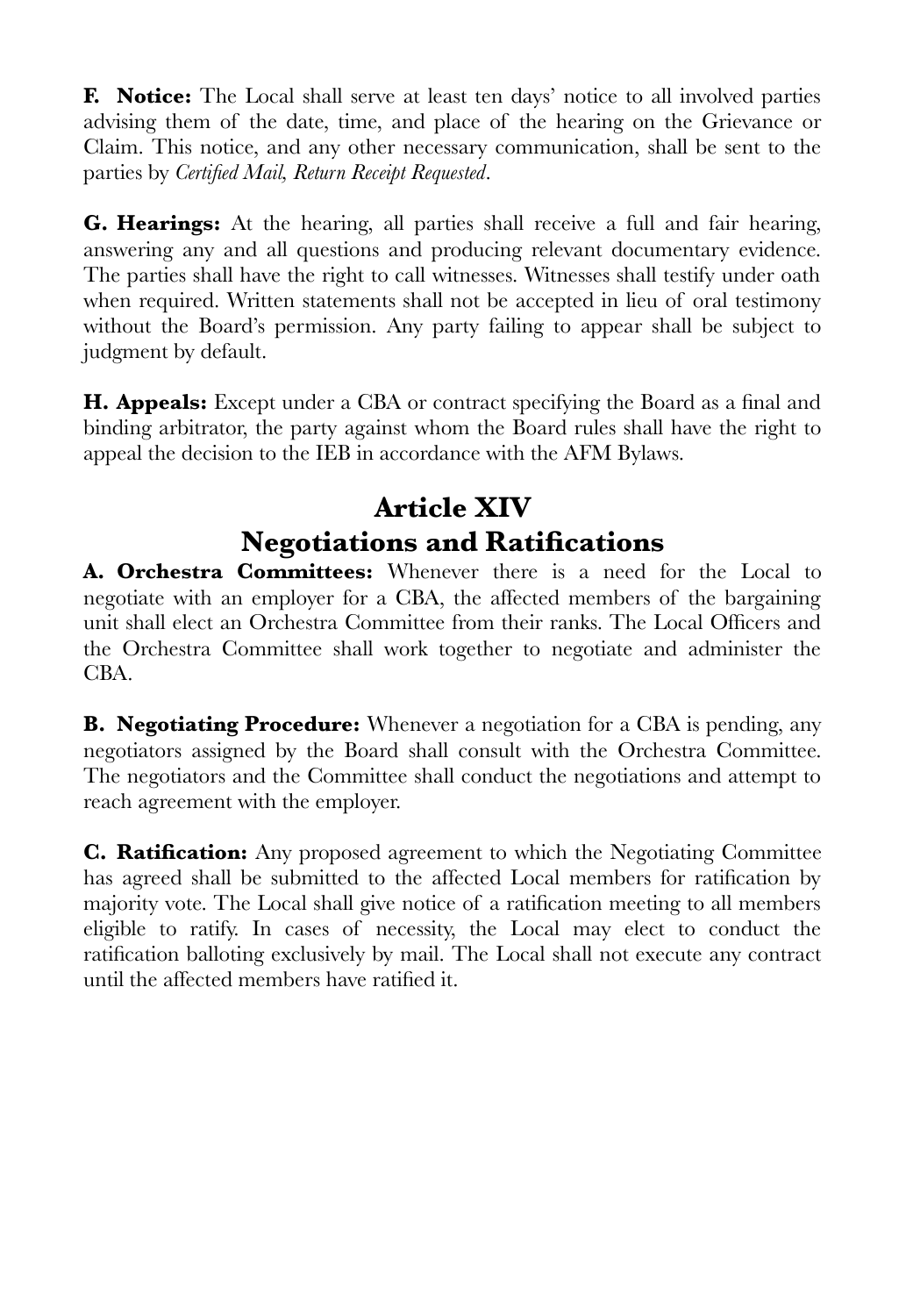**F. Notice:** The Local shall serve at least ten days' notice to all involved parties advising them of the date, time, and place of the hearing on the Grievance or Claim. This notice, and any other necessary communication, shall be sent to the parties by *Certified Mail, Return Receipt Requested*.

**G. Hearings:** At the hearing, all parties shall receive a full and fair hearing, answering any and all questions and producing relevant documentary evidence. The parties shall have the right to call witnesses. Witnesses shall testify under oath when required. Written statements shall not be accepted in lieu of oral testimony without the Board's permission. Any party failing to appear shall be subject to judgment by default.

**H. Appeals:** Except under a CBA or contract specifying the Board as a final and binding arbitrator, the party against whom the Board rules shall have the right to appeal the decision to the IEB in accordance with the AFM Bylaws.

## Article XIV
## Negotiations and Ratifications

**A. Orchestra Committees:** Whenever there is a need for the Local to negotiate with an employer for a CBA, the affected members of the bargaining unit shall elect an Orchestra Committee from their ranks. The Local Officers and the Orchestra Committee shall work together to negotiate and administer the CBA.

**B. Negotiating Procedure:** Whenever a negotiation for a CBA is pending, any negotiators assigned by the Board shall consult with the Orchestra Committee. The negotiators and the Committee shall conduct the negotiations and attempt to reach agreement with the employer.

**C. Ratification:** Any proposed agreement to which the Negotiating Committee has agreed shall be submitted to the affected Local members for ratification by majority vote. The Local shall give notice of a ratification meeting to all members eligible to ratify. In cases of necessity, the Local may elect to conduct the ratification balloting exclusively by mail. The Local shall not execute any contract until the affected members have ratified it.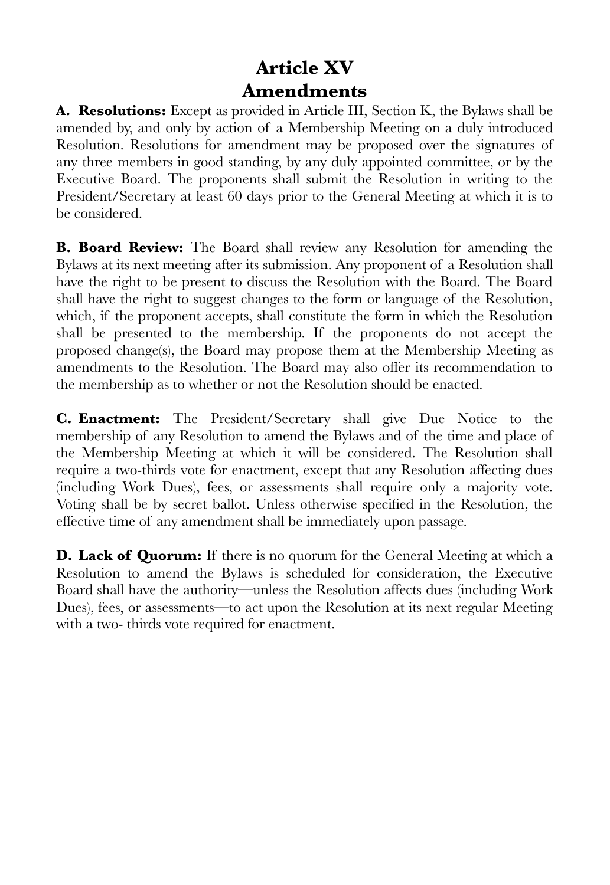# Article XV
# Amendments

**A. Resolutions:** Except as provided in Article III, Section K, the Bylaws shall be amended by, and only by action of a Membership Meeting on a duly introduced Resolution. Resolutions for amendment may be proposed over the signatures of any three members in good standing, by any duly appointed committee, or by the Executive Board. The proponents shall submit the Resolution in writing to the President/Secretary at least 60 days prior to the General Meeting at which it is to be considered.

**B. Board Review:** The Board shall review any Resolution for amending the Bylaws at its next meeting after its submission. Any proponent of a Resolution shall have the right to be present to discuss the Resolution with the Board. The Board shall have the right to suggest changes to the form or language of the Resolution, which, if the proponent accepts, shall constitute the form in which the Resolution shall be presented to the membership. If the proponents do not accept the proposed change(s), the Board may propose them at the Membership Meeting as amendments to the Resolution. The Board may also offer its recommendation to the membership as to whether or not the Resolution should be enacted.

**C. Enactment:** The President/Secretary shall give Due Notice to the membership of any Resolution to amend the Bylaws and of the time and place of the Membership Meeting at which it will be considered. The Resolution shall require a two-thirds vote for enactment, except that any Resolution affecting dues (including Work Dues), fees, or assessments shall require only a majority vote. Voting shall be by secret ballot. Unless otherwise specified in the Resolution, the effective time of any amendment shall be immediately upon passage.

**D. Lack of Quorum:** If there is no quorum for the General Meeting at which a Resolution to amend the Bylaws is scheduled for consideration, the Executive Board shall have the authority—unless the Resolution affects dues (including Work Dues), fees, or assessments—to act upon the Resolution at its next regular Meeting with a two- thirds vote required for enactment.